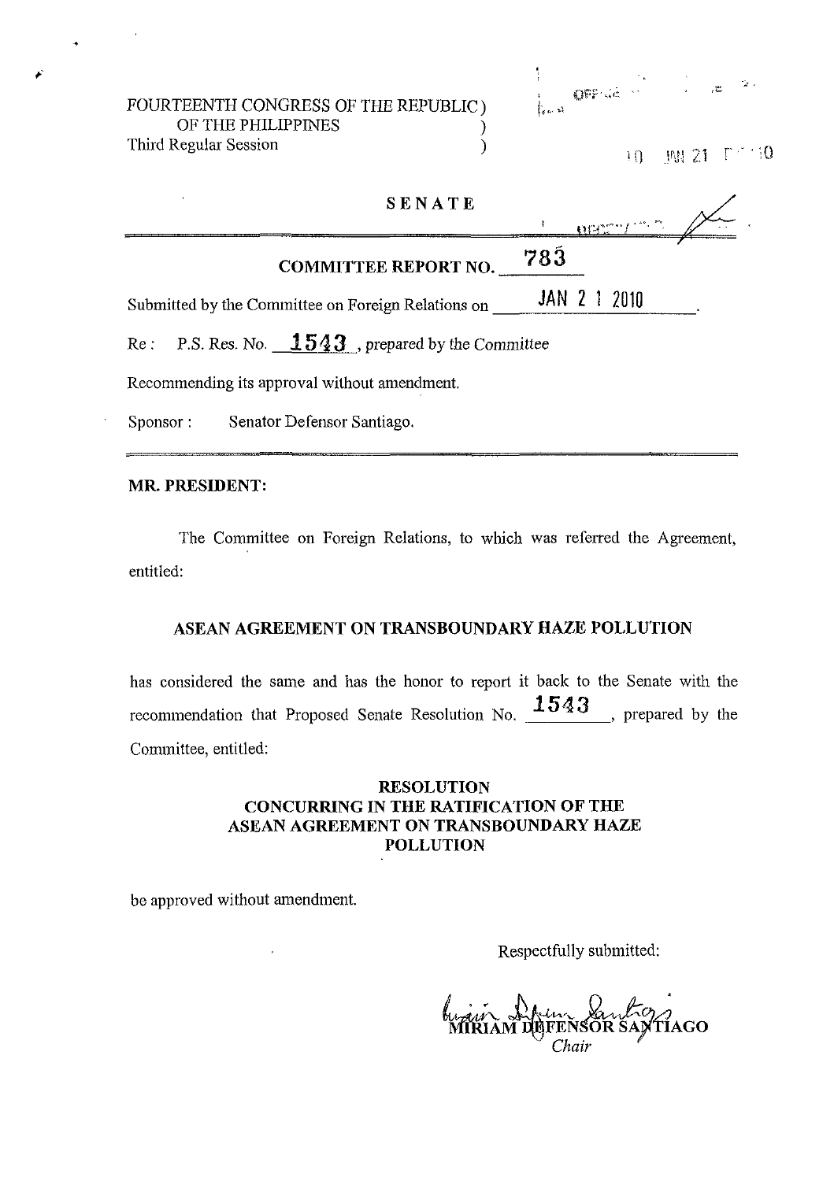FOURTEENTH CONGRESS OF THE REPUBLIC )
OF THE PHILIPPINES )
Third Regular Session )

**SENATE**

**COMMITTEE REPORT NO. 783**

Submitted by the Committee on Foreign Relations on JAN 21 2010.

Re : P.S. Res. No. **1543**, prepared by the Committee

Recommending its approval without amendment.

Sponsor : Senator Defensor Santiago.

**MR. PRESIDENT:**

The Committee on Foreign Relations, to which was referred the Agreement, entitled:

**ASEAN AGREEMENT ON TRANSBOUNDARY HAZE POLLUTION**

has considered the same and has the honor to report it back to the Senate with the recommendation that Proposed Senate Resolution No. **1543**, prepared by the Committee, entitled:

**RESOLUTION**
**CONCURRING IN THE RATIFICATION OF THE ASEAN AGREEMENT ON TRANSBOUNDARY HAZE POLLUTION**

be approved without amendment.

Respectfully submitted:

MIRIAM DEFENSOR SANTIAGO
*Chair*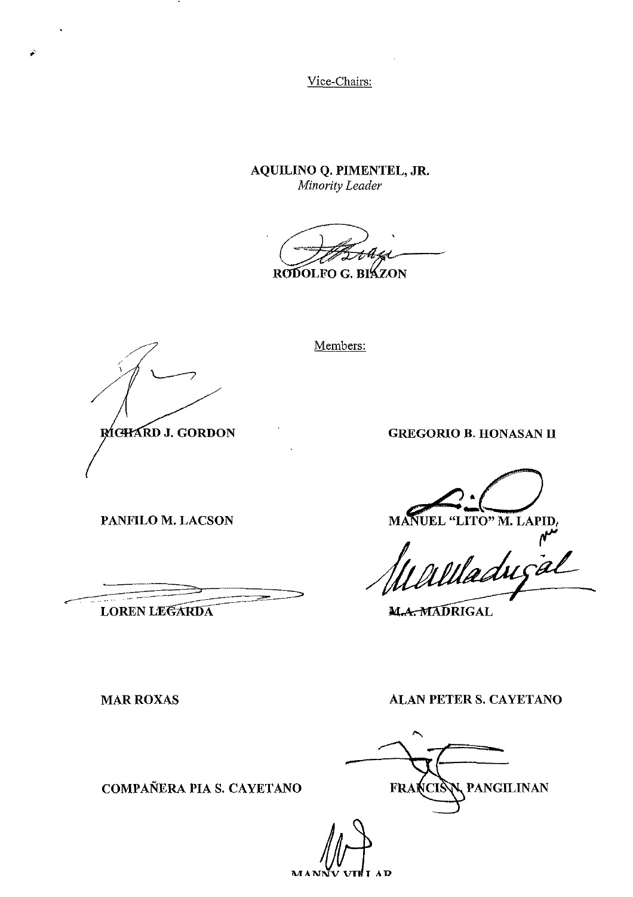Vice-Chairs:

**AQUILINO Q. PIMENTEL, JR.**
*Minority Leader*

**RODOLFO G. BIAZON**

Members:

| | |
|---|---|
| **RICHARD J. GORDON** | **GREGORIO B. HONASAN II** |
| **PANFILO M. LACSON** | **MANUEL "LITO" M. LAPID** |
| **LOREN LEGARDA** | **M.A. MADRIGAL** |
| **MAR ROXAS** | **ALAN PETER S. CAYETANO** |
| **COMPAÑERA PIA S. CAYETANO** | **FRANCIS N. PANGILINAN** |

**MANNY VILLAR**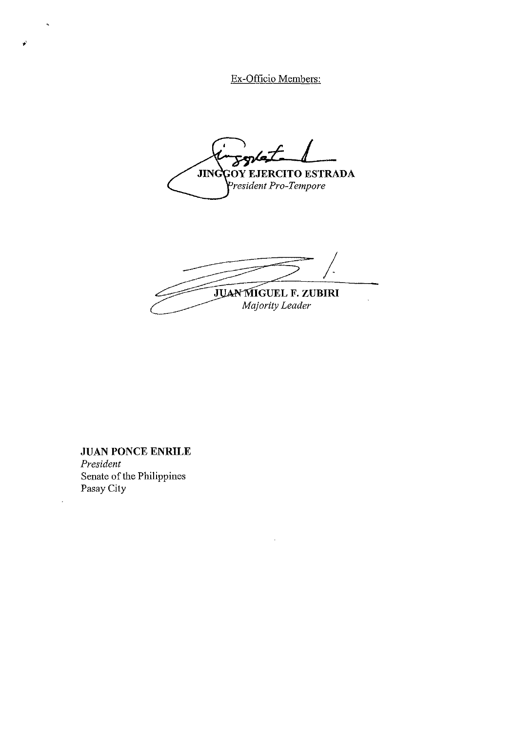Ex-Officio Members:

**JINGGOY EJERCITO ESTRADA**
*President Pro-Tempore*

**JUAN MIGUEL F. ZUBIRI**
*Majority Leader*

**JUAN PONCE ENRILE**
*President*
Senate of the Philippines
Pasay City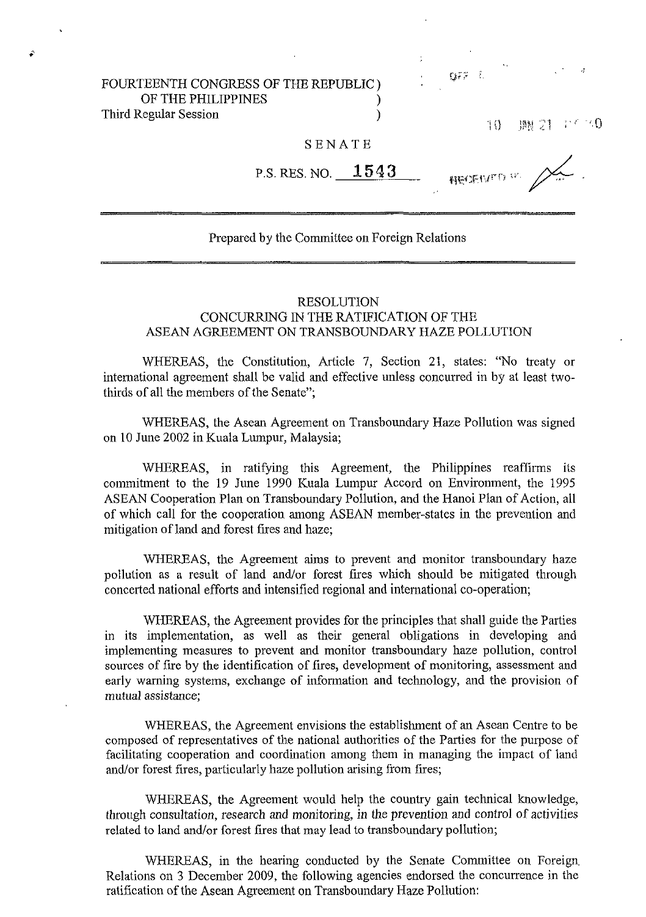FOURTEENTH CONGRESS OF THE REPUBLIC )
OF THE PHILIPPINES )
Third Regular Session )

10 JAN 21 P2:40

SENATE

RECEIVED BY:

P.S. RES. NO. **1543**

Prepared by the Committee on Foreign Relations

## RESOLUTION
## CONCURRING IN THE RATIFICATION OF THE ASEAN AGREEMENT ON TRANSBOUNDARY HAZE POLLUTION

WHEREAS, the Constitution, Article 7, Section 21, states: "No treaty or international agreement shall be valid and effective unless concurred in by at least two-thirds of all the members of the Senate";

WHEREAS, the Asean Agreement on Transboundary Haze Pollution was signed on 10 June 2002 in Kuala Lumpur, Malaysia;

WHEREAS, in ratifying this Agreement, the Philippines reaffirms its commitment to the 19 June 1990 Kuala Lumpur Accord on Environment, the 1995 ASEAN Cooperation Plan on Transboundary Pollution, and the Hanoi Plan of Action, all of which call for the cooperation among ASEAN member-states in the prevention and mitigation of land and forest fires and haze;

WHEREAS, the Agreement aims to prevent and monitor transboundary haze pollution as a result of land and/or forest fires which should be mitigated through concerted national efforts and intensified regional and international co-operation;

WHEREAS, the Agreement provides for the principles that shall guide the Parties in its implementation, as well as their general obligations in developing and implementing measures to prevent and monitor transboundary haze pollution, control sources of fire by the identification of fires, development of monitoring, assessment and early warning systems, exchange of information and technology, and the provision of mutual assistance;

WHEREAS, the Agreement envisions the establishment of an Asean Centre to be composed of representatives of the national authorities of the Parties for the purpose of facilitating cooperation and coordination among them in managing the impact of land and/or forest fires, particularly haze pollution arising from fires;

WHEREAS, the Agreement would help the country gain technical knowledge, through consultation, research and monitoring, in the prevention and control of activities related to land and/or forest fires that may lead to transboundary pollution;

WHEREAS, in the hearing conducted by the Senate Committee on Foreign Relations on 3 December 2009, the following agencies endorsed the concurrence in the ratification of the Asean Agreement on Transboundary Haze Pollution: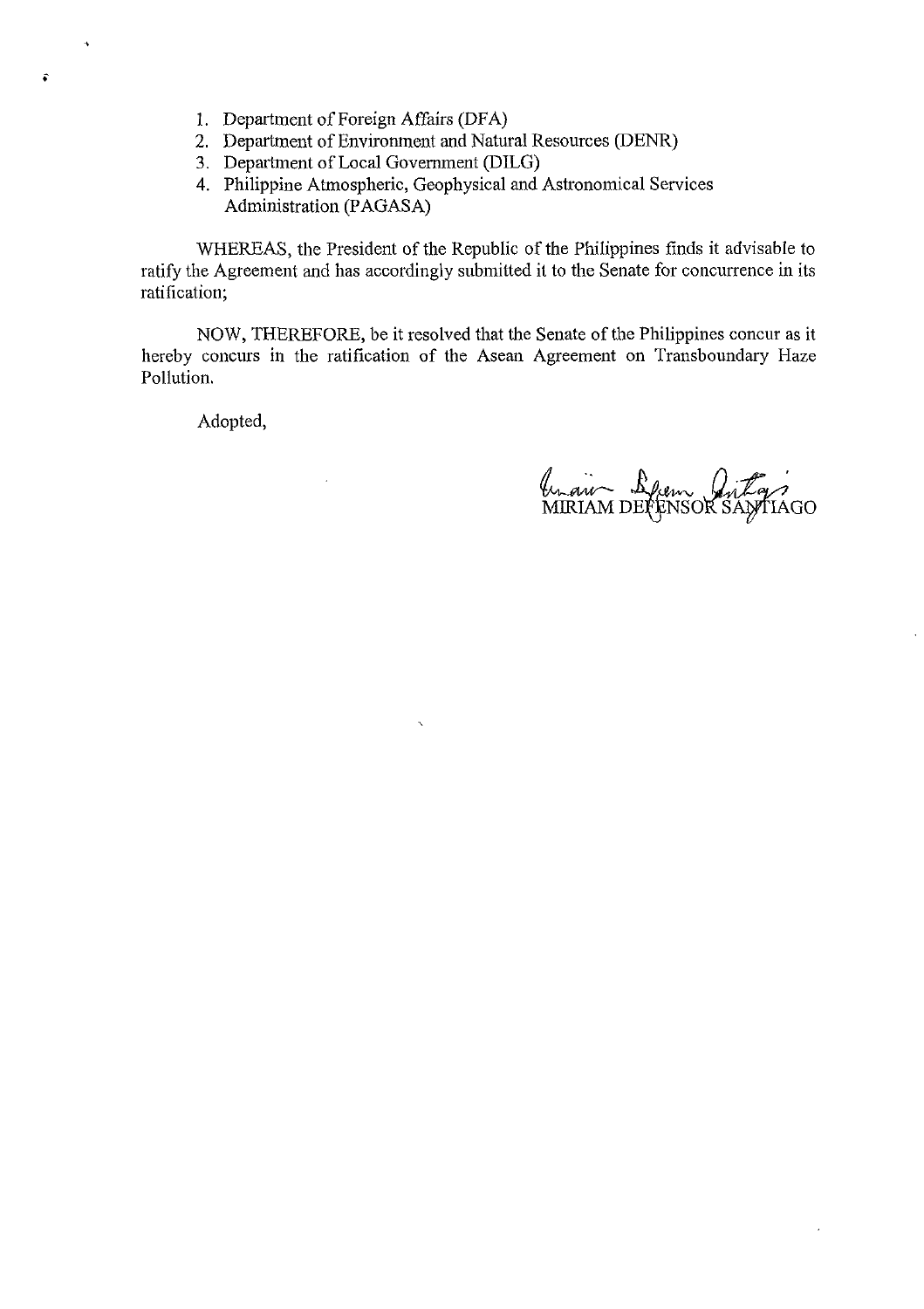1. Department of Foreign Affairs (DFA)
2. Department of Environment and Natural Resources (DENR)
3. Department of Local Government (DILG)
4. Philippine Atmospheric, Geophysical and Astronomical Services Administration (PAGASA)

WHEREAS, the President of the Republic of the Philippines finds it advisable to ratify the Agreement and has accordingly submitted it to the Senate for concurrence in its ratification;

NOW, THEREFORE, be it resolved that the Senate of the Philippines concur as it hereby concurs in the ratification of the Asean Agreement on Transboundary Haze Pollution.

Adopted,

MIRIAM DEFENSOR SANTIAGO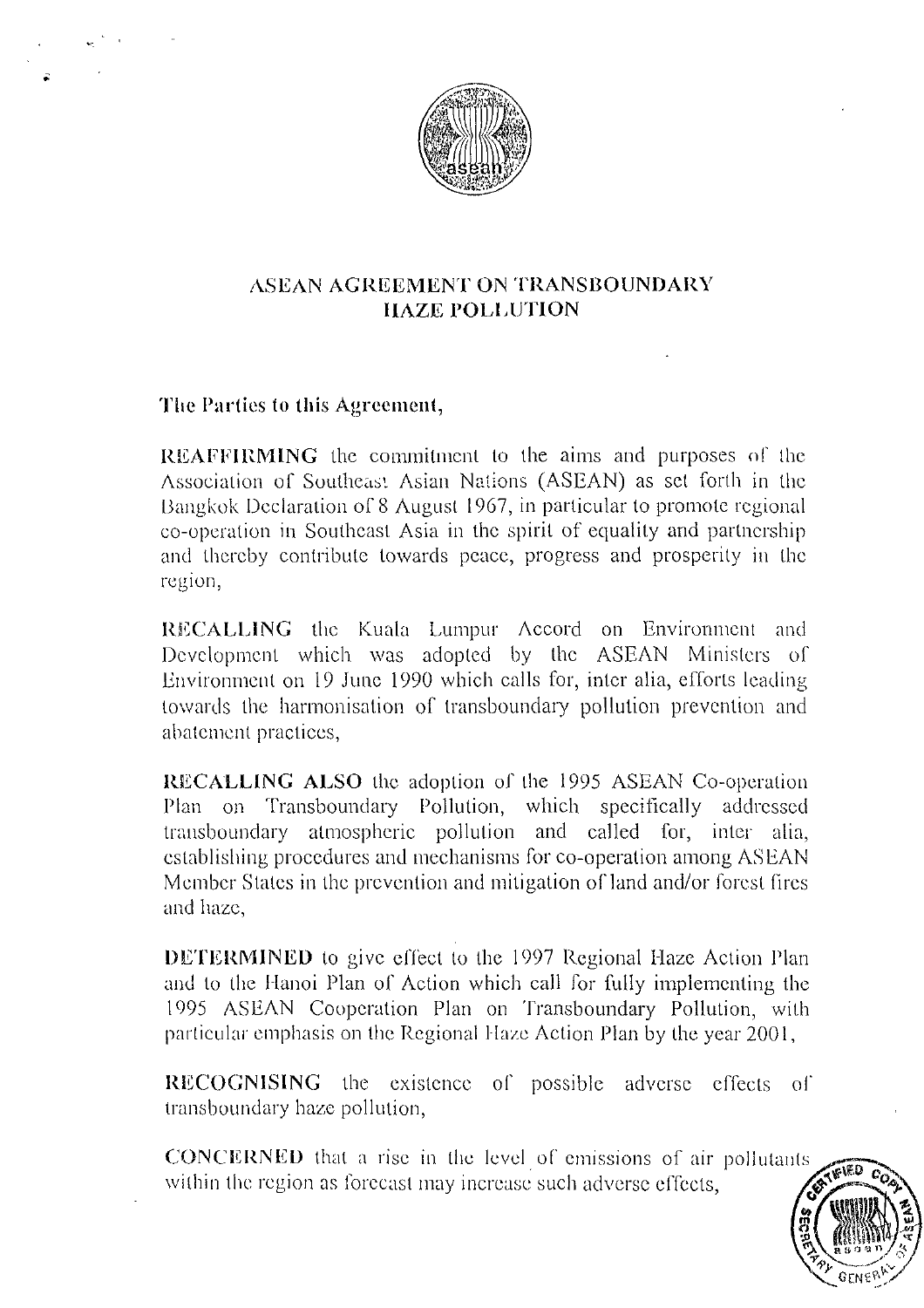# ASEAN AGREEMENT ON TRANSBOUNDARY HAZE POLLUTION

**The Parties to this Agreement,**

**REAFFIRMING** the commitment to the aims and purposes of the Association of Southeast Asian Nations (ASEAN) as set forth in the Bangkok Declaration of 8 August 1967, in particular to promote regional co-operation in Southeast Asia in the spirit of equality and partnership and thereby contribute towards peace, progress and prosperity in the region,

**RECALLING** the Kuala Lumpur Accord on Environment and Development which was adopted by the ASEAN Ministers of Environment on 19 June 1990 which calls for, inter alia, efforts leading towards the harmonisation of transboundary pollution prevention and abatement practices,

**RECALLING ALSO** the adoption of the 1995 ASEAN Co-operation Plan on Transboundary Pollution, which specifically addressed transboundary atmospheric pollution and called for, inter alia, establishing procedures and mechanisms for co-operation among ASEAN Member States in the prevention and mitigation of land and/or forest fires and haze,

**DETERMINED** to give effect to the 1997 Regional Haze Action Plan and to the Hanoi Plan of Action which call for fully implementing the 1995 ASEAN Cooperation Plan on Transboundary Pollution, with particular emphasis on the Regional Haze Action Plan by the year 2001,

**RECOGNISING** the existence of possible adverse effects of transboundary haze pollution,

**CONCERNED** that a rise in the level of emissions of air pollutants within the region as forecast may increase such adverse effects,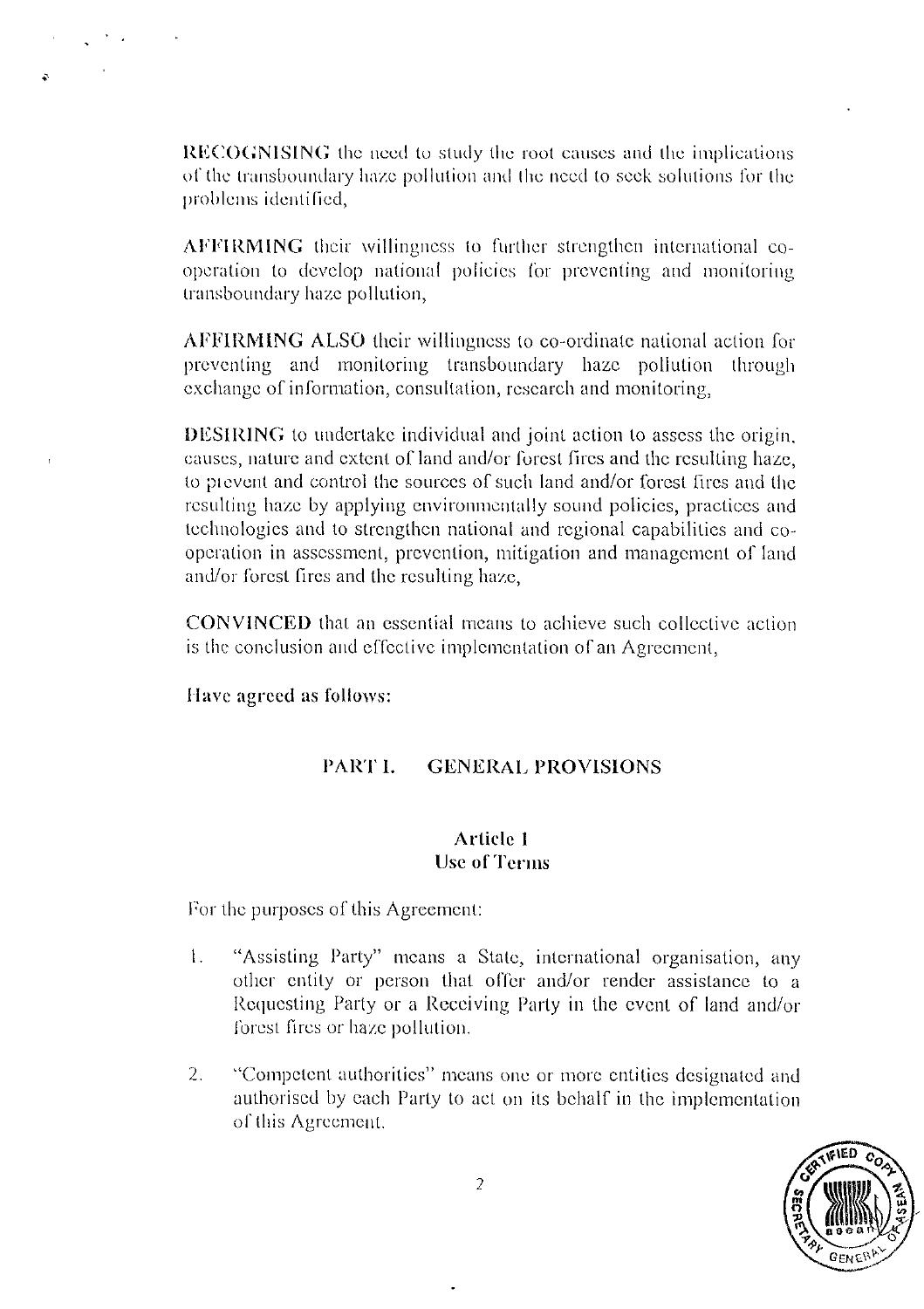**RECOGNISING** the need to study the root causes and the implications of the transboundary haze pollution and the need to seek solutions for the problems identified,

**AFFIRMING** their willingness to further strengthen international co-operation to develop national policies for preventing and monitoring transboundary haze pollution,

**AFFIRMING ALSO** their willingness to co-ordinate national action for preventing and monitoring transboundary haze pollution through exchange of information, consultation, research and monitoring,

**DESIRING** to undertake individual and joint action to assess the origin, causes, nature and extent of land and/or forest fires and the resulting haze, to prevent and control the sources of such land and/or forest fires and the resulting haze by applying environmentally sound policies, practices and technologies and to strengthen national and regional capabilities and co-operation in assessment, prevention, mitigation and management of land and/or forest fires and the resulting haze,

**CONVINCED** that an essential means to achieve such collective action is the conclusion and effective implementation of an Agreement,

**Have agreed as follows:**

## PART I. GENERAL PROVISIONS

### Article 1
### Use of Terms

For the purposes of this Agreement:

1. "Assisting Party" means a State, international organisation, any other entity or person that offer and/or render assistance to a Requesting Party or a Receiving Party in the event of land and/or forest fires or haze pollution.

2. "Competent authorities" means one or more entities designated and authorised by each Party to act on its behalf in the implementation of this Agreement.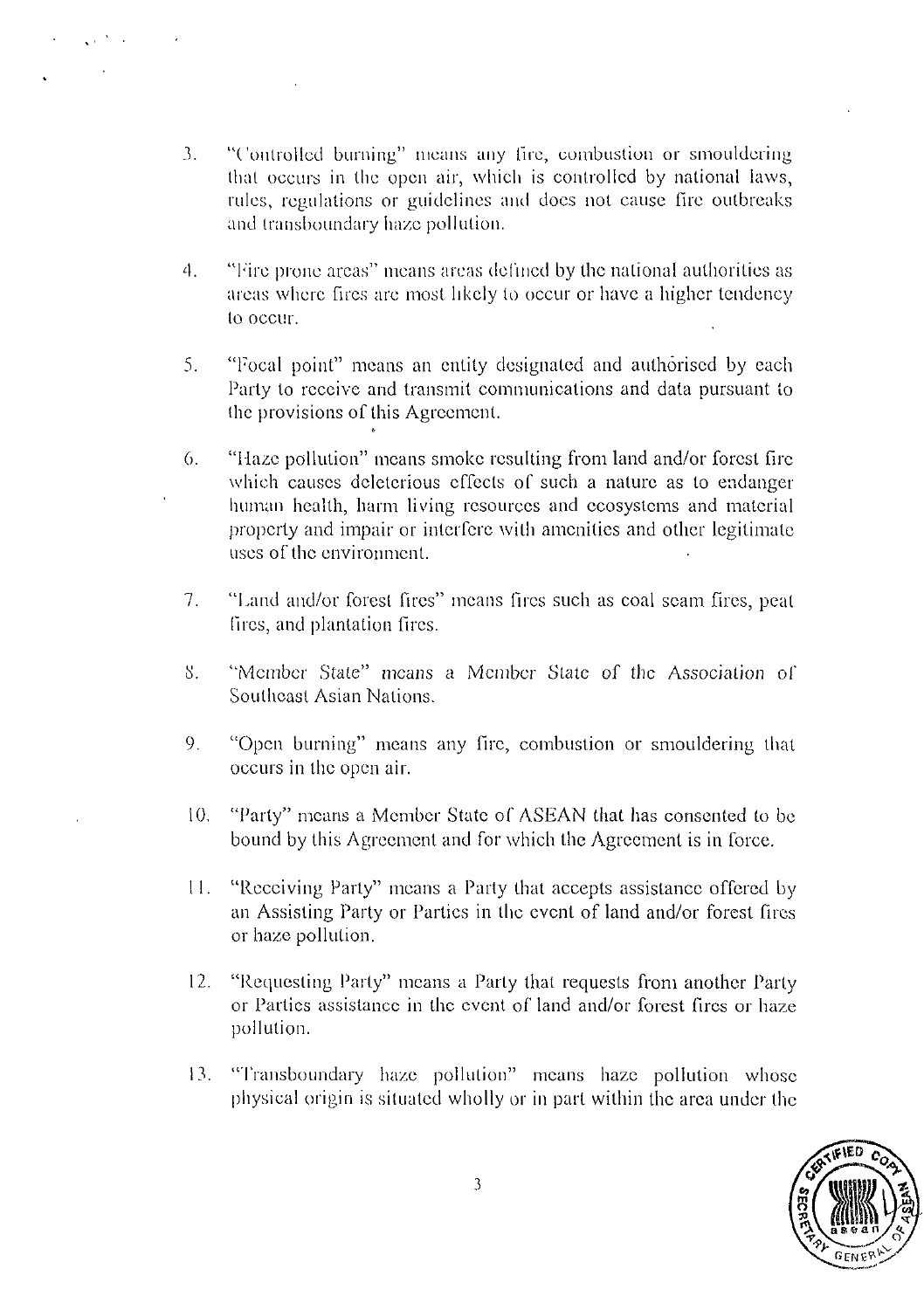3. "Controlled burning" means any fire, combustion or smouldering that occurs in the open air, which is controlled by national laws, rules, regulations or guidelines and does not cause fire outbreaks and transboundary haze pollution.

4. "Fire prone areas" means areas defined by the national authorities as areas where fires are most likely to occur or have a higher tendency to occur.

5. "Focal point" means an entity designated and authorised by each Party to receive and transmit communications and data pursuant to the provisions of this Agreement.

6. "Haze pollution" means smoke resulting from land and/or forest fire which causes deleterious effects of such a nature as to endanger human health, harm living resources and ecosystems and material property and impair or interfere with amenities and other legitimate uses of the environment.

7. "Land and/or forest fires" means fires such as coal seam fires, peat fires, and plantation fires.

8. "Member State" means a Member State of the Association of Southeast Asian Nations.

9. "Open burning" means any fire, combustion or smouldering that occurs in the open air.

10. "Party" means a Member State of ASEAN that has consented to be bound by this Agreement and for which the Agreement is in force.

11. "Receiving Party" means a Party that accepts assistance offered by an Assisting Party or Parties in the event of land and/or forest fires or haze pollution.

12. "Requesting Party" means a Party that requests from another Party or Parties assistance in the event of land and/or forest fires or haze pollution.

13. "Transboundary haze pollution" means haze pollution whose physical origin is situated wholly or in part within the area under the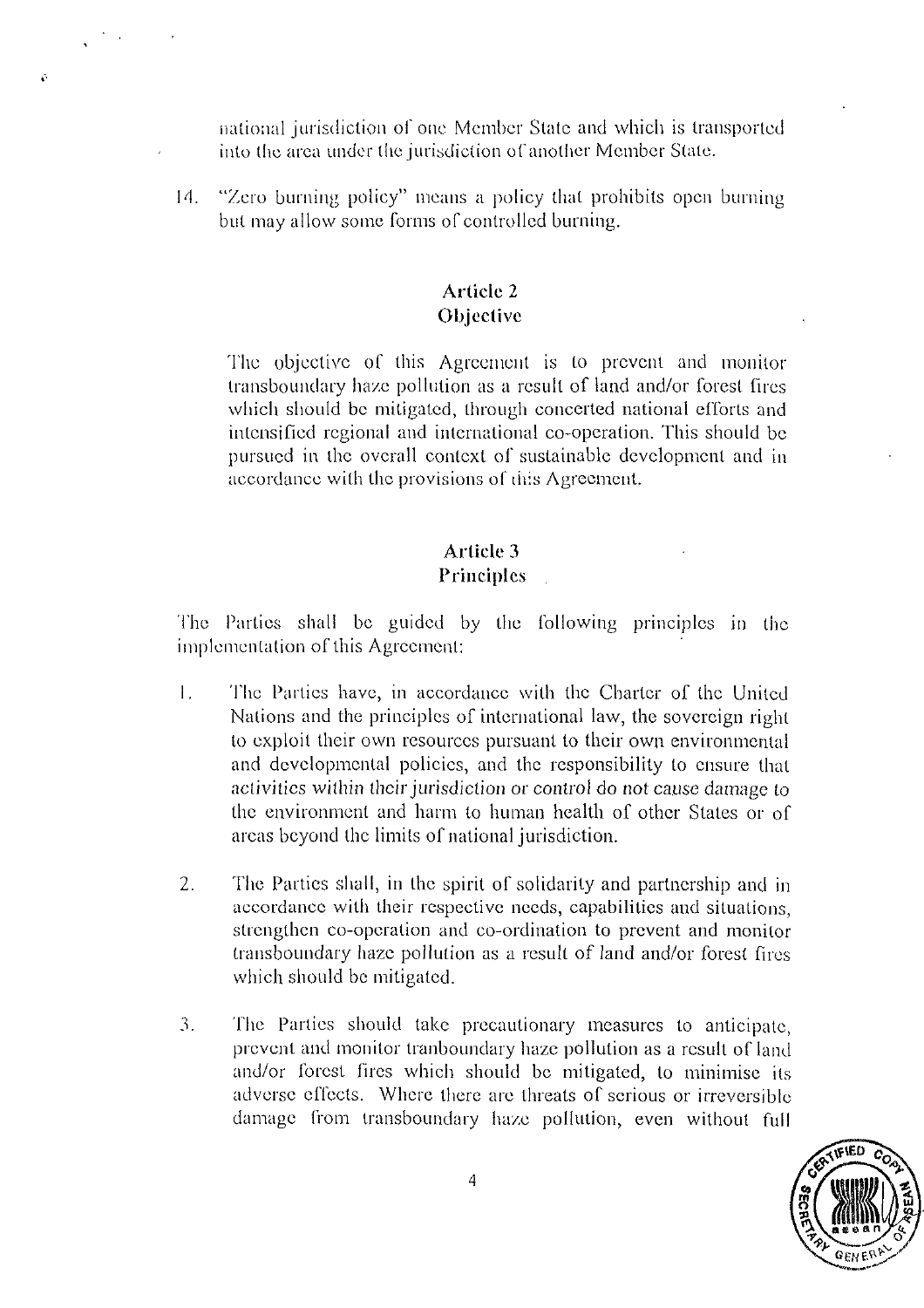national jurisdiction of one Member State and which is transported into the area under the jurisdiction of another Member State.

14. "Zero burning policy" means a policy that prohibits open burning but may allow some forms of controlled burning.

## Article 2
## Objective

The objective of this Agreement is to prevent and monitor transboundary haze pollution as a result of land and/or forest fires which should be mitigated, through concerted national efforts and intensified regional and international co-operation. This should be pursued in the overall context of sustainable development and in accordance with the provisions of this Agreement.

## Article 3
## Principles

The Parties shall be guided by the following principles in the implementation of this Agreement:

1. The Parties have, in accordance with the Charter of the United Nations and the principles of international law, the sovereign right to exploit their own resources pursuant to their own environmental and developmental policies, and the responsibility to ensure that activities within their jurisdiction or control do not cause damage to the environment and harm to human health of other States or of areas beyond the limits of national jurisdiction.

2. The Parties shall, in the spirit of solidarity and partnership and in accordance with their respective needs, capabilities and situations, strengthen co-operation and co-ordination to prevent and monitor transboundary haze pollution as a result of land and/or forest fires which should be mitigated.

3. The Parties should take precautionary measures to anticipate, prevent and monitor tranboundary haze pollution as a result of land and/or forest fires which should be mitigated, to minimise its adverse effects. Where there are threats of serious or irreversible damage from transboundary haze pollution, even without full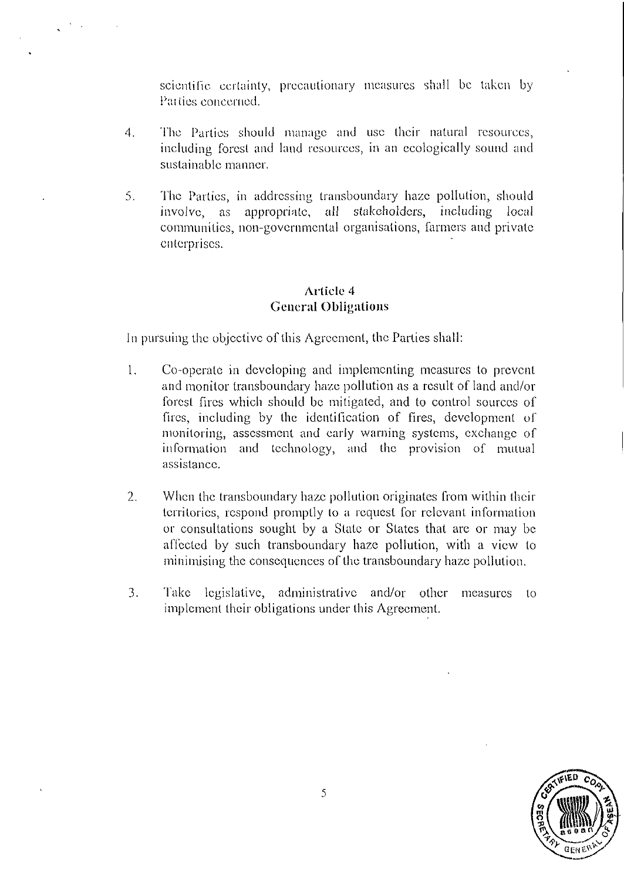scientific certainty, precautionary measures shall be taken by Parties concerned.

4. The Parties should manage and use their natural resources, including forest and land resources, in an ecologically sound and sustainable manner.

5. The Parties, in addressing transboundary haze pollution, should involve, as appropriate, *all* stakeholders, including local communities, non-governmental organisations, farmers and private enterprises.

## Article 4
## General Obligations

In pursuing the objective of this Agreement, the Parties shall:

1. Co-operate in developing and implementing measures to prevent and monitor transboundary haze pollution as a result of land and/or forest fires which should be mitigated, and to control sources of fires, including by the identification of fires, development of monitoring, assessment and early warning systems, exchange of information and technology, and the provision of mutual assistance.

2. When the transboundary haze pollution originates from within their territories, respond promptly to a request for relevant information or consultations sought by a State or States that are or may be affected by such transboundary haze pollution, with a view to minimising the consequences of the transboundary haze pollution.

3. Take legislative, administrative and/or other measures to implement their obligations under this Agreement.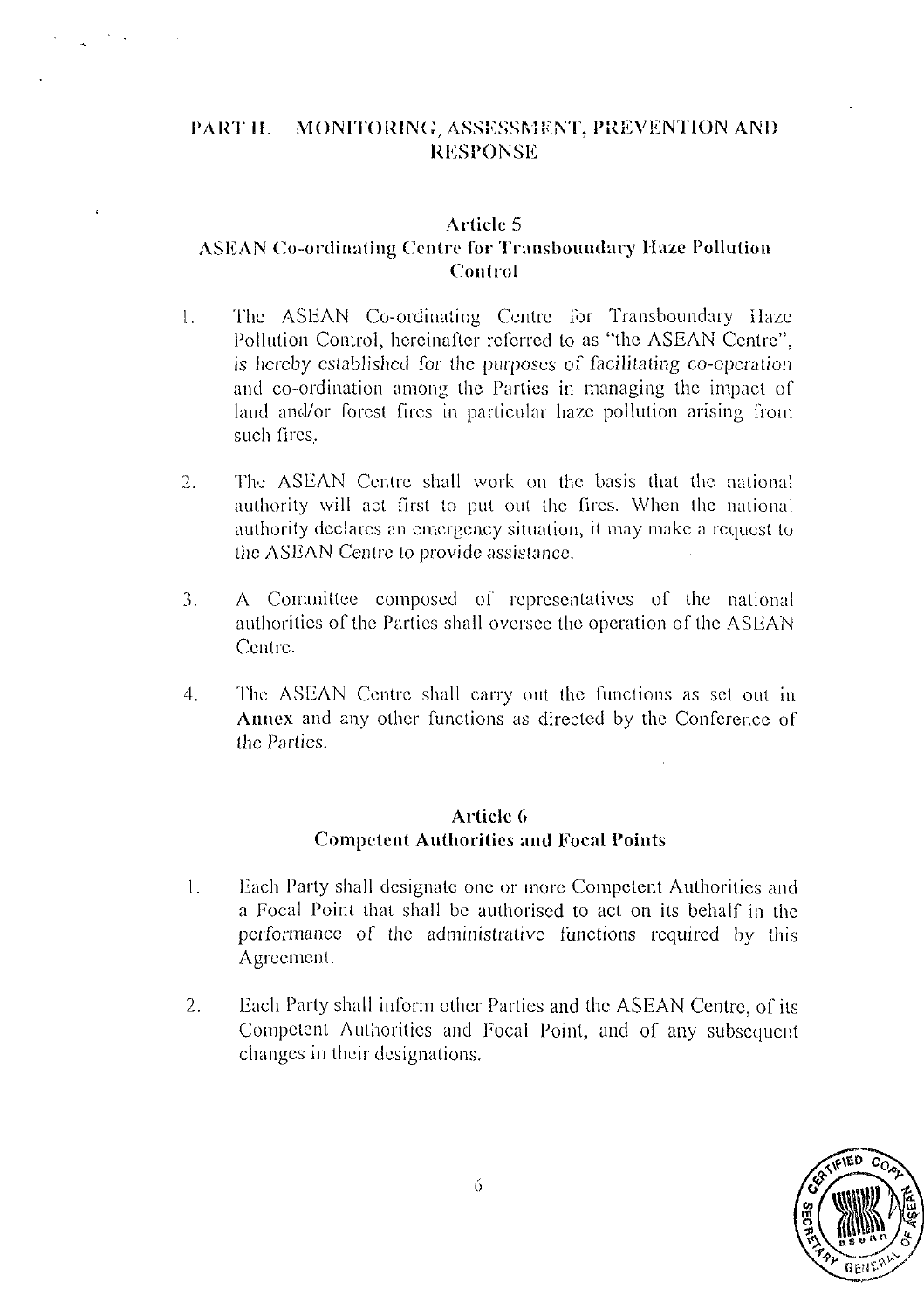## PART II. MONITORING, ASSESSMENT, PREVENTION AND RESPONSE

### Article 5
### ASEAN Co-ordinating Centre for Transboundary Haze Pollution Control

1. The ASEAN Co-ordinating Centre for Transboundary Haze Pollution Control, hereinafter referred to as "the ASEAN Centre", is hereby established for the purposes of facilitating co-operation and co-ordination among the Parties in managing the impact of land and/or forest fires in particular haze pollution arising from such fires.

2. The ASEAN Centre shall work on the basis that the national authority will act first to put out the fires. When the national authority declares an emergency situation, it may make a request to the ASEAN Centre to provide assistance.

3. A Committee composed of representatives of the national authorities of the Parties shall oversee the operation of the ASEAN Centre.

4. The ASEAN Centre shall carry out the functions as set out in **Annex** and any other functions as directed by the Conference of the Parties.

### Article 6
### Competent Authorities and Focal Points

1. Each Party shall designate one or more Competent Authorities and a Focal Point that shall be authorised to act on its behalf in the performance of the administrative functions required by this Agreement.

2. Each Party shall inform other Parties and the ASEAN Centre, of its Competent Authorities and Focal Point, and of any subsequent changes in their designations.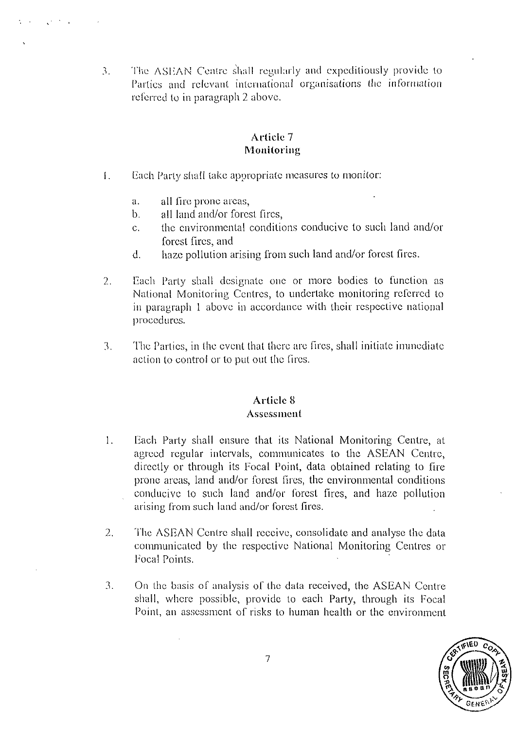3. The ASEAN Centre shall regularly and expeditiously provide to Parties and relevant international organisations the information referred to in paragraph 2 above.

## Article 7
## Monitoring

1. Each Party shall take appropriate measures to monitor:

   a. all fire prone areas,
   b. all land and/or forest fires,
   c. the environmental conditions conducive to such land and/or forest fires, and
   d. haze pollution arising from such land and/or forest fires.

2. Each Party shall designate one or more bodies to function as National Monitoring Centres, to undertake monitoring referred to in paragraph 1 above in accordance with their respective national procedures.

3. The Parties, in the event that there are fires, shall initiate immediate action to control or to put out the fires.

## Article 8
## Assessment

1. Each Party shall ensure that its National Monitoring Centre, at agreed regular intervals, communicates to the ASEAN Centre, directly or through its Focal Point, data obtained relating to fire prone areas, land and/or forest fires, the environmental conditions conducive to such land and/or forest fires, and haze pollution arising from such land and/or forest fires.

2. The ASEAN Centre shall receive, consolidate and analyse the data communicated by the respective National Monitoring Centres or Focal Points.

3. On the basis of analysis of the data received, the ASEAN Centre shall, where possible, provide to each Party, through its Focal Point, an assessment of risks to human health or the environment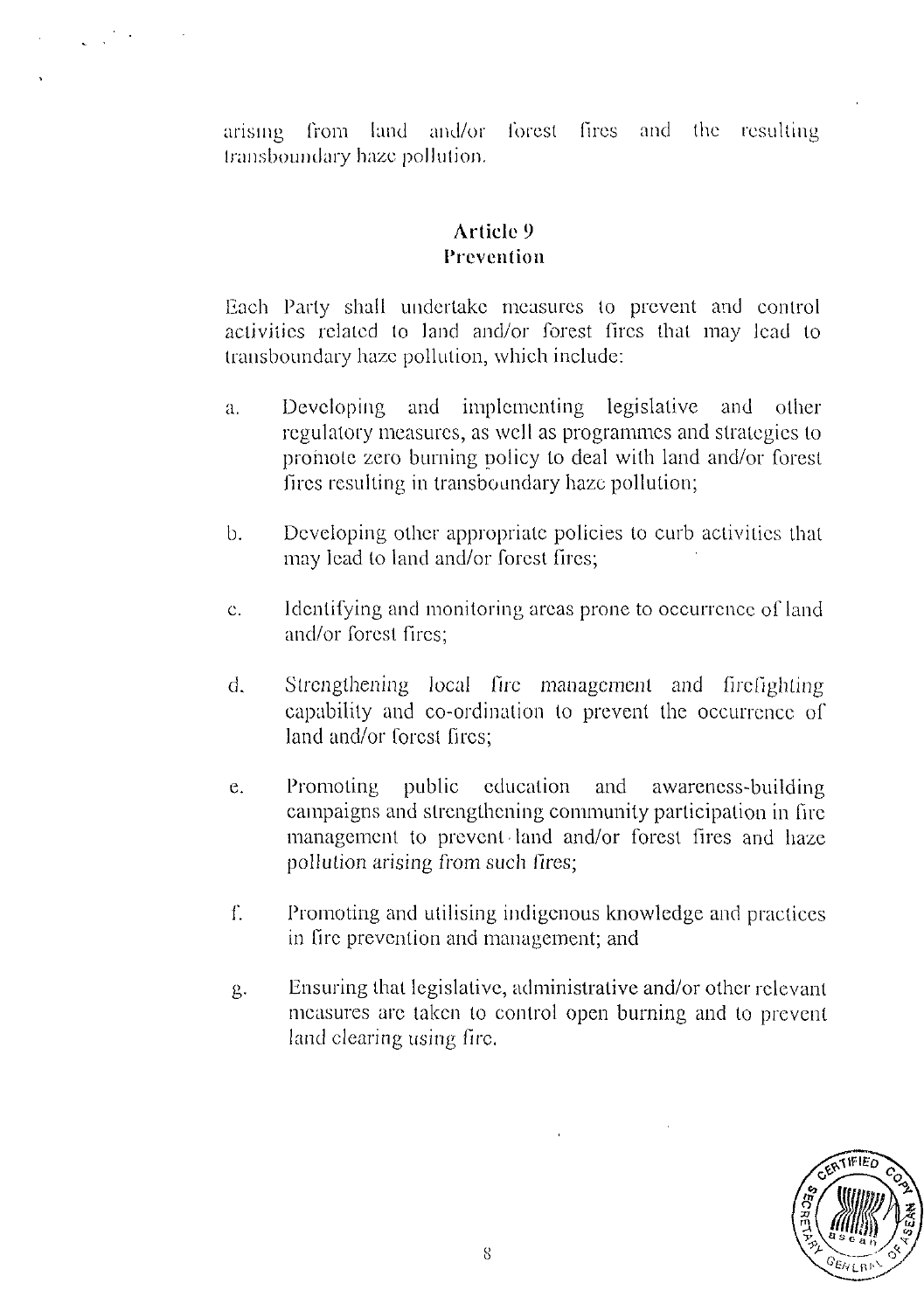arising from land and/or forest fires and the resulting transboundary haze pollution.

## Article 9
## Prevention

Each Party shall undertake measures to prevent and control activities related to land and/or forest fires that may lead to transboundary haze pollution, which include:

a. Developing and implementing legislative and other regulatory measures, as well as programmes and strategies to promote zero burning policy to deal with land and/or forest fires resulting in transboundary haze pollution;

b. Developing other appropriate policies to curb activities that may lead to land and/or forest fires;

c. Identifying and monitoring areas prone to occurrence of land and/or forest fires;

d. Strengthening local fire management and firefighting capability and co-ordination to prevent the occurrence of land and/or forest fires;

e. Promoting public education and awareness-building campaigns and strengthening community participation in fire management to prevent land and/or forest fires and haze pollution arising from such fires;

f. Promoting and utilising indigenous knowledge and practices in fire prevention and management; and

g. Ensuring that legislative, administrative and/or other relevant measures are taken to control open burning and to prevent land clearing using fire.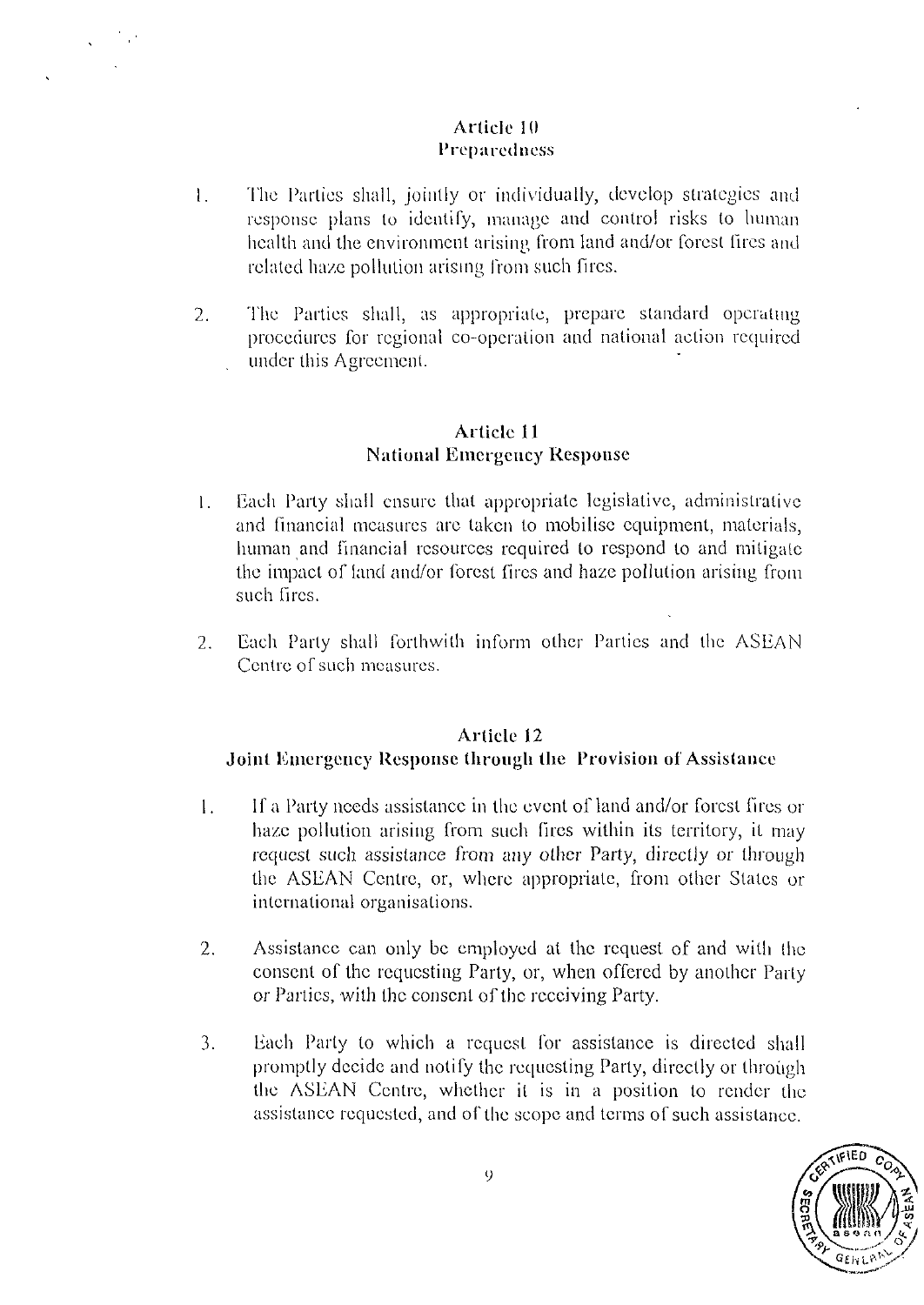## Article 10
## Preparedness

1. The Parties shall, jointly or individually, develop strategies and response plans to identify, manage and control risks to human health and the environment arising from land and/or forest fires and related haze pollution arising from such fires.

2. The Parties shall, as appropriate, prepare standard operating procedures for regional co-operation and national action required under this Agreement.

## Article 11
## National Emergency Response

1. Each Party shall ensure that appropriate legislative, administrative and financial measures are taken to mobilise equipment, materials, human and financial resources required to respond to and mitigate the impact of land and/or forest fires and haze pollution arising from such fires.

2. Each Party shall forthwith inform other Parties and the ASEAN Centre of such measures.

## Article 12
## Joint Emergency Response through the Provision of Assistance

1. If a Party needs assistance in the event of land and/or forest fires or haze pollution arising from such fires within its territory, it may request such assistance from any other Party, directly or through the ASEAN Centre, or, where appropriate, from other States or international organisations.

2. Assistance can only be employed at the request of and with the consent of the requesting Party, or, when offered by another Party or Parties, with the consent of the receiving Party.

3. Each Party to which a request for assistance is directed shall promptly decide and notify the requesting Party, directly or through the ASEAN Centre, whether it is in a position to render the assistance requested, and of the scope and terms of such assistance.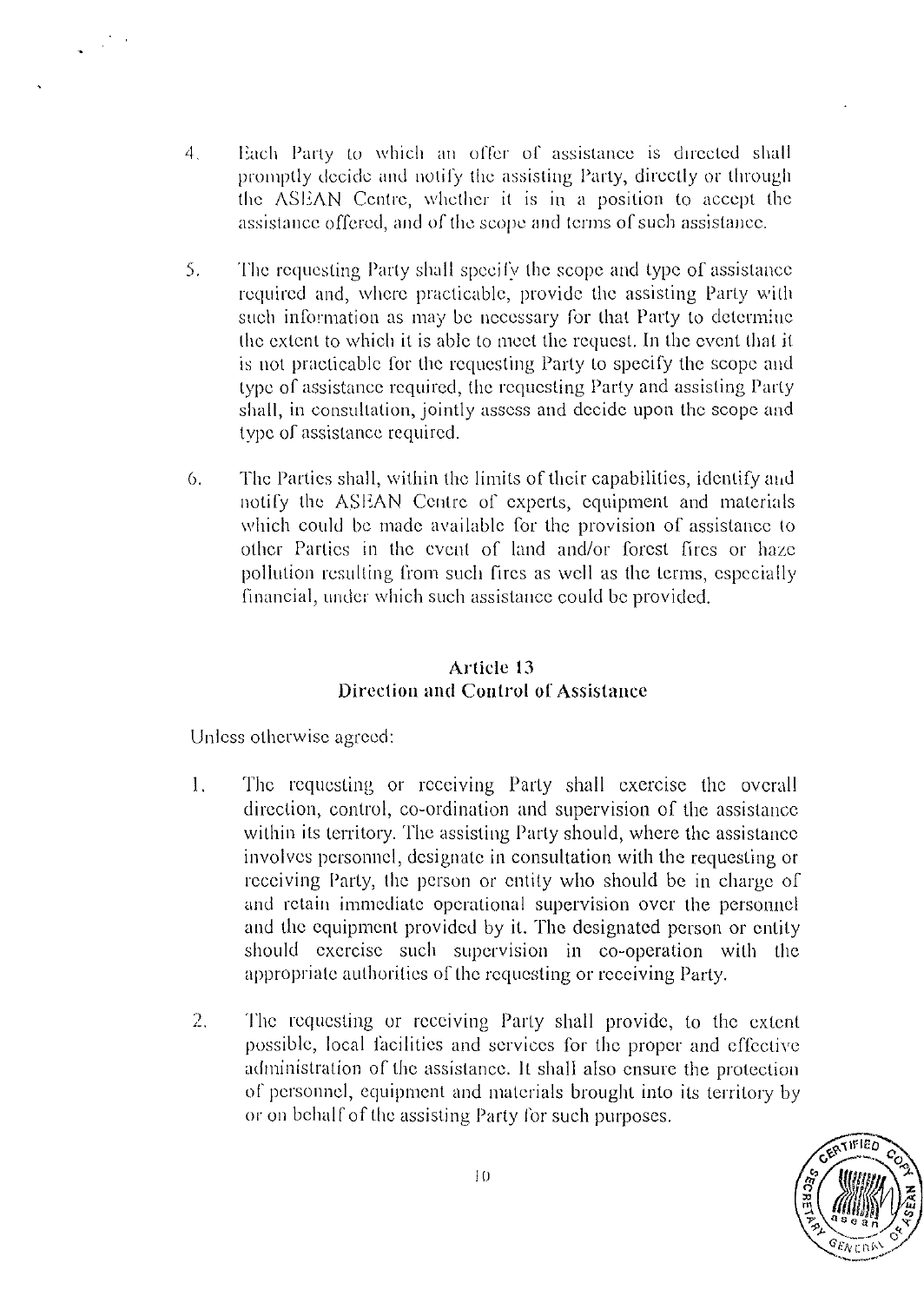4. Each Party to which an offer of assistance is directed shall promptly decide and notify the assisting Party, directly or through the ASEAN Centre, whether it is in a position to accept the assistance offered, and of the scope and terms of such assistance.

5. The requesting Party shall specify the scope and type of assistance required and, where practicable, provide the assisting Party with such information as may be necessary for that Party to determine the extent to which it is able to meet the request. In the event that it is not practicable for the requesting Party to specify the scope and type of assistance required, the requesting Party and assisting Party shall, in consultation, jointly assess and decide upon the scope and type of assistance required.

6. The Parties shall, within the limits of their capabilities, identify and notify the ASEAN Centre of experts, equipment and materials which could be made available for the provision of assistance to other Parties in the event of land and/or forest fires or haze pollution resulting from such fires as well as the terms, especially financial, under which such assistance could be provided.

## Article 13
## Direction and Control of Assistance

Unless otherwise agreed:

1. The requesting or receiving Party shall exercise the overall direction, control, co-ordination and supervision of the assistance within its territory. The assisting Party should, where the assistance involves personnel, designate in consultation with the requesting or receiving Party, the person or entity who should be in charge of and retain immediate operational supervision over the personnel and the equipment provided by it. The designated person or entity should exercise such supervision in co-operation with the appropriate authorities of the requesting or receiving Party.

2. The requesting or receiving Party shall provide, to the extent possible, local facilities and services for the proper and effective administration of the assistance. It shall also ensure the protection of personnel, equipment and materials brought into its territory by or on behalf of the assisting Party for such purposes.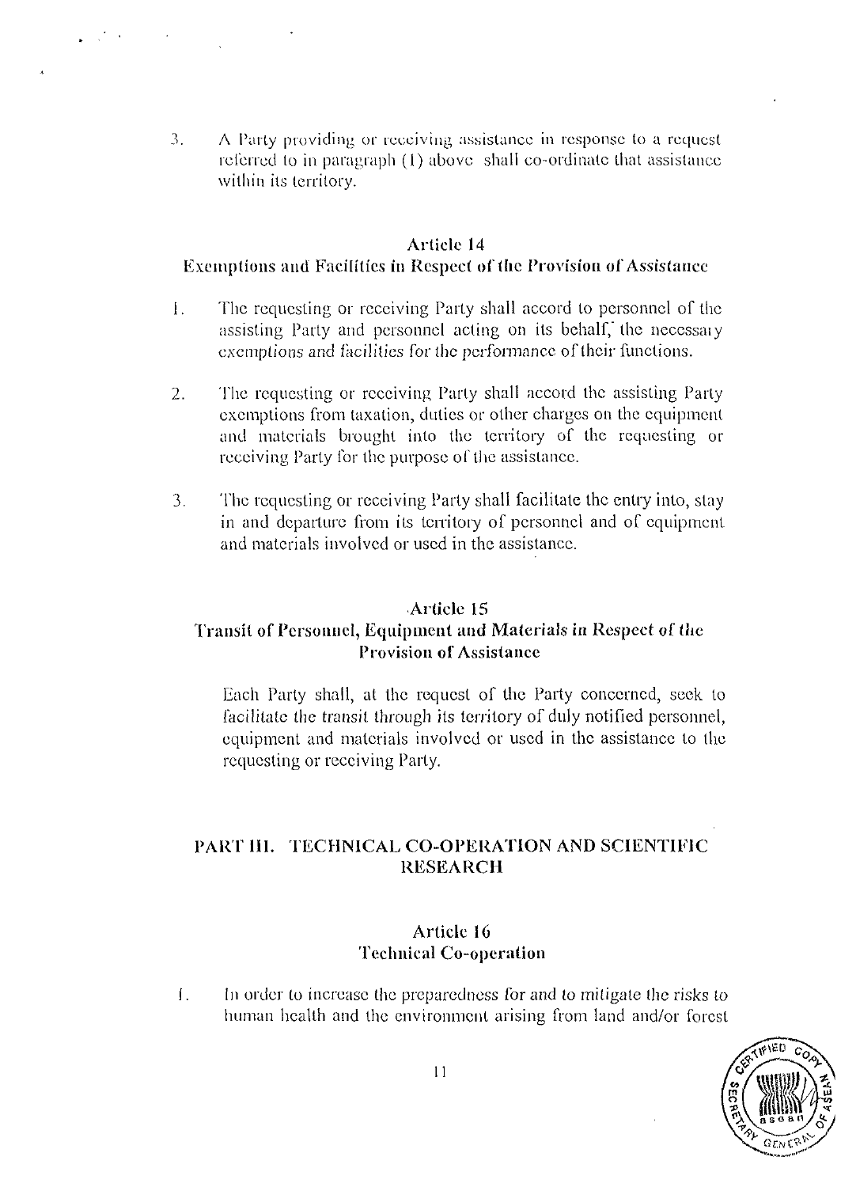3. A Party providing or receiving assistance in response to a request referred to in paragraph (1) above shall co-ordinate that assistance within its territory.

## Article 14
## Exemptions and Facilities in Respect of the Provision of Assistance

1. The requesting or receiving Party shall accord to personnel of the assisting Party and personnel acting on its behalf, the necessary exemptions and facilities for the performance of their functions.

2. The requesting or receiving Party shall accord the assisting Party exemptions from taxation, duties or other charges on the equipment and materials brought into the territory of the requesting or receiving Party for the purpose of the assistance.

3. The requesting or receiving Party shall facilitate the entry into, stay in and departure from its territory of personnel and of equipment and materials involved or used in the assistance.

## Article 15
## Transit of Personnel, Equipment and Materials in Respect of the Provision of Assistance

Each Party shall, at the request of the Party concerned, seek to facilitate the transit through its territory of duly notified personnel, equipment and materials involved or used in the assistance to the requesting or receiving Party.

# PART III. TECHNICAL CO-OPERATION AND SCIENTIFIC RESEARCH

## Article 16
## Technical Co-operation

1. In order to increase the preparedness for and to mitigate the risks to human health and the environment arising from land and/or forest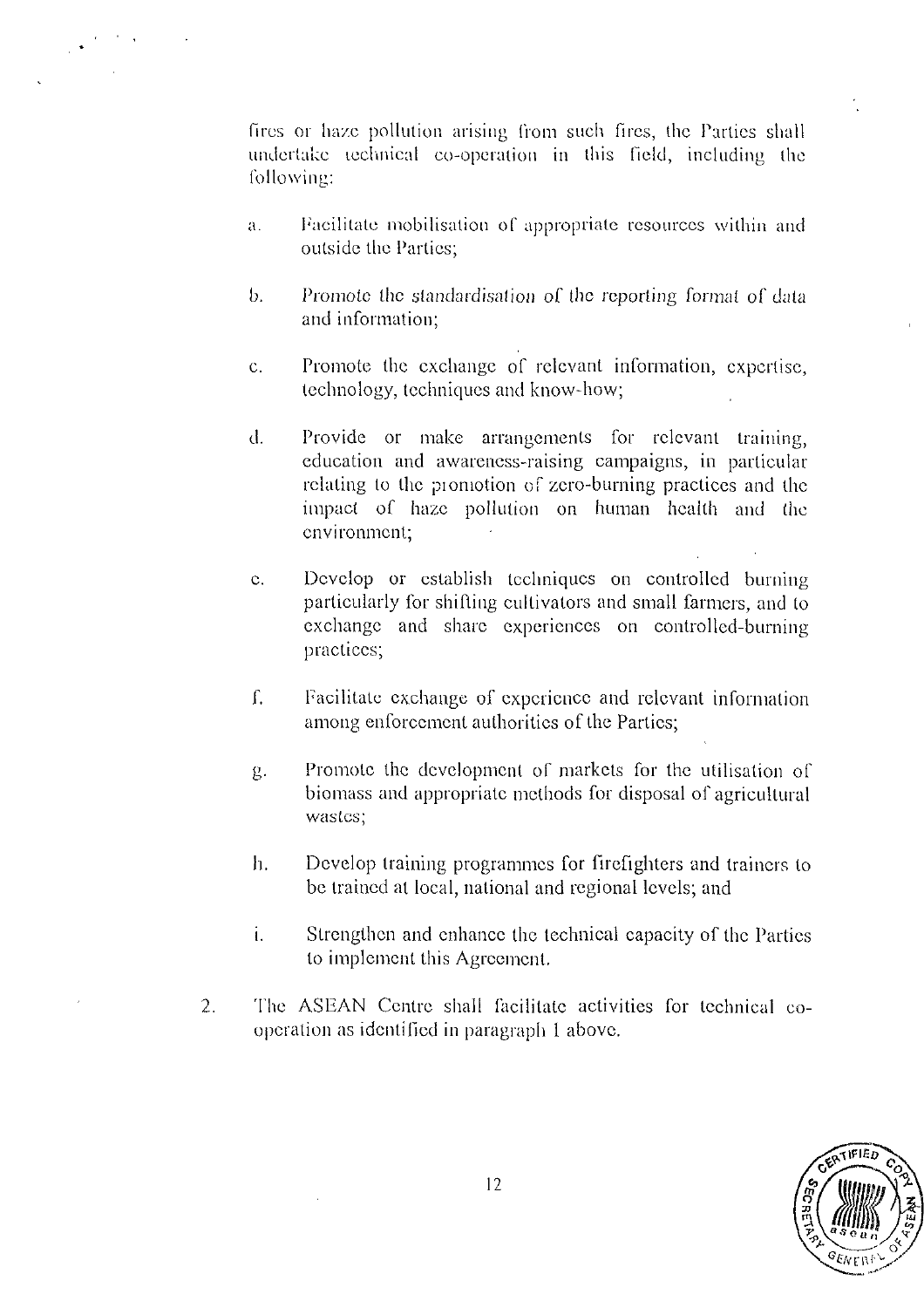fires or haze pollution arising from such fires, the Parties shall undertake technical co-operation in this field, including the following:

a. Facilitate mobilisation of appropriate resources within and outside the Parties;

b. Promote the standardisation of the reporting format of data and information;

c. Promote the exchange of relevant information, expertise, technology, techniques and know-how;

d. Provide or make arrangements for relevant training, education and awareness-raising campaigns, in particular relating to the promotion of zero-burning practices and the impact of haze pollution on human health and the environment;

e. Develop or establish techniques on controlled burning particularly for shifting cultivators and small farmers, and to exchange and share experiences on controlled-burning practices;

f. Facilitate exchange of experience and relevant information among enforcement authorities of the Parties;

g. Promote the development of markets for the utilisation of biomass and appropriate methods for disposal of agricultural wastes;

h. Develop training programmes for firefighters and trainers to be trained at local, national and regional levels; and

i. Strengthen and enhance the technical capacity of the Parties to implement this Agreement.

2. The ASEAN Centre shall facilitate activities for technical co-operation as identified in paragraph 1 above.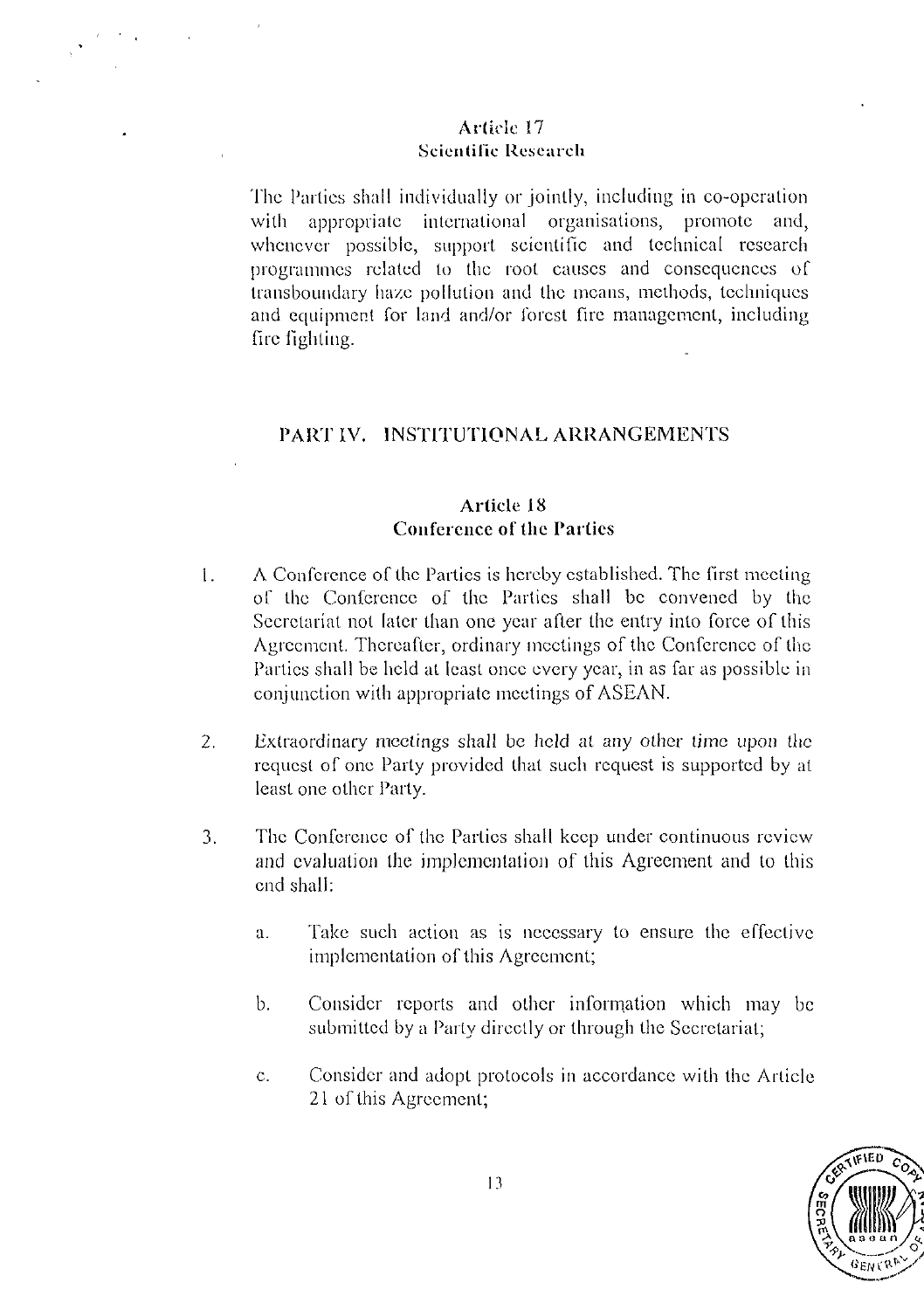### Article 17
### Scientific Research

The Parties shall individually or jointly, including in co-operation with appropriate international organisations, promote and, whenever possible, support scientific and technical research programmes related to the root causes and consequences of transboundary haze pollution and the means, methods, techniques and equipment for land and/or forest fire management, including fire fighting.

## PART IV. INSTITUTIONAL ARRANGEMENTS

### Article 18
### Conference of the Parties

1. A Conference of the Parties is hereby established. The first meeting of the Conference of the Parties shall be convened by the Secretariat not later than one year after the entry into force of this Agreement. Thereafter, ordinary meetings of the Conference of the Parties shall be held at least once every year, in as far as possible in conjunction with appropriate meetings of ASEAN.

2. Extraordinary meetings shall be held at any other time upon the request of one Party provided that such request is supported by at least one other Party.

3. The Conference of the Parties shall keep under continuous review and evaluation the implementation of this Agreement and to this end shall:

   a. Take such action as is necessary to ensure the effective implementation of this Agreement;

   b. Consider reports and other information which may be submitted by a Party directly or through the Secretariat;

   c. Consider and adopt protocols in accordance with the Article 21 of this Agreement;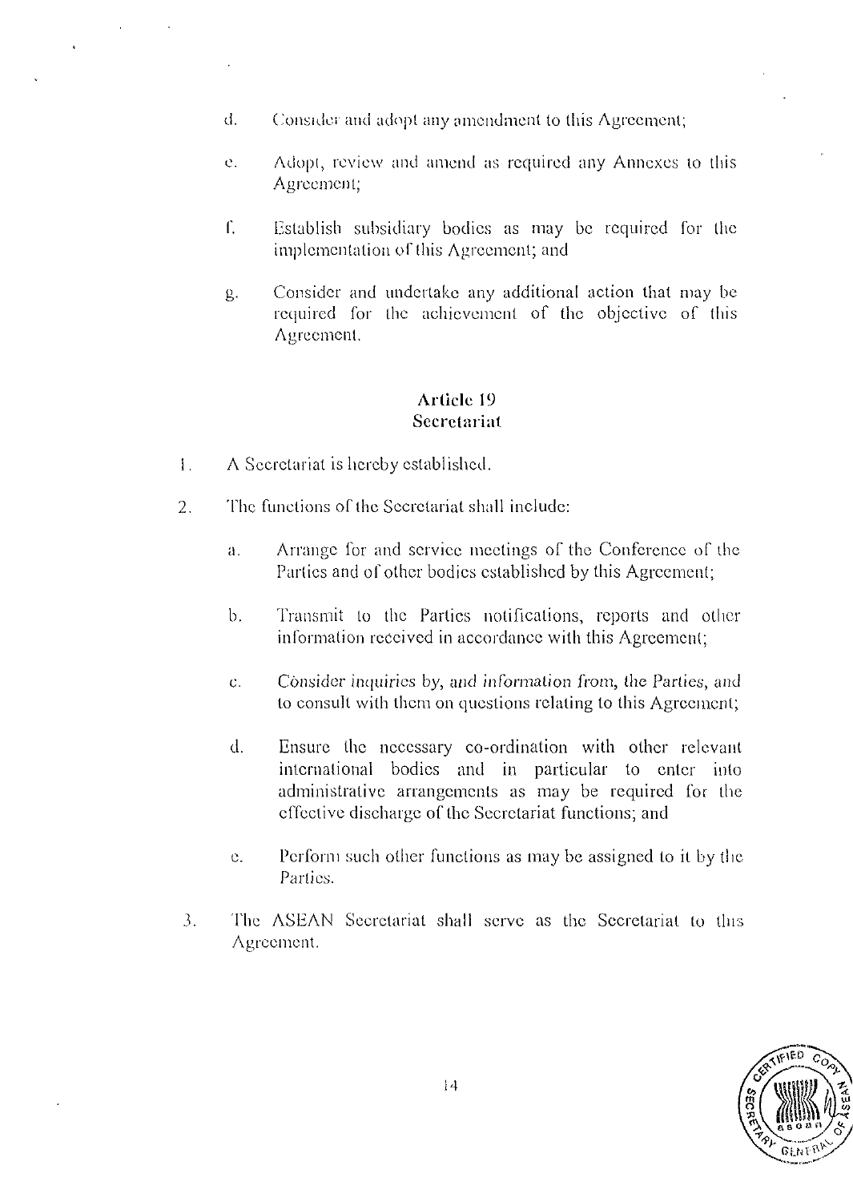d. Consider and adopt any amendment to this Agreement;

e. Adopt, review and amend as required any Annexes to this Agreement;

f. Establish subsidiary bodies as may be required for the implementation of this Agreement; and

g. Consider and undertake any additional action that may be required for the achievement of the objective of this Agreement.

## Article 19
## Secretariat

1. A Secretariat is hereby established.

2. The functions of the Secretariat shall include:

   a. Arrange for and service meetings of the Conference of the Parties and of other bodies established by this Agreement;

   b. Transmit to the Parties notifications, reports and other information received in accordance with this Agreement;

   c. Consider inquiries by, and information from, the Parties, and to consult with them on questions relating to this Agreement;

   d. Ensure the necessary co-ordination with other relevant international bodies and in particular to enter into administrative arrangements as may be required for the effective discharge of the Secretariat functions; and

   e. Perform such other functions as may be assigned to it by the Parties.

3. The ASEAN Secretariat shall serve as the Secretariat to this Agreement.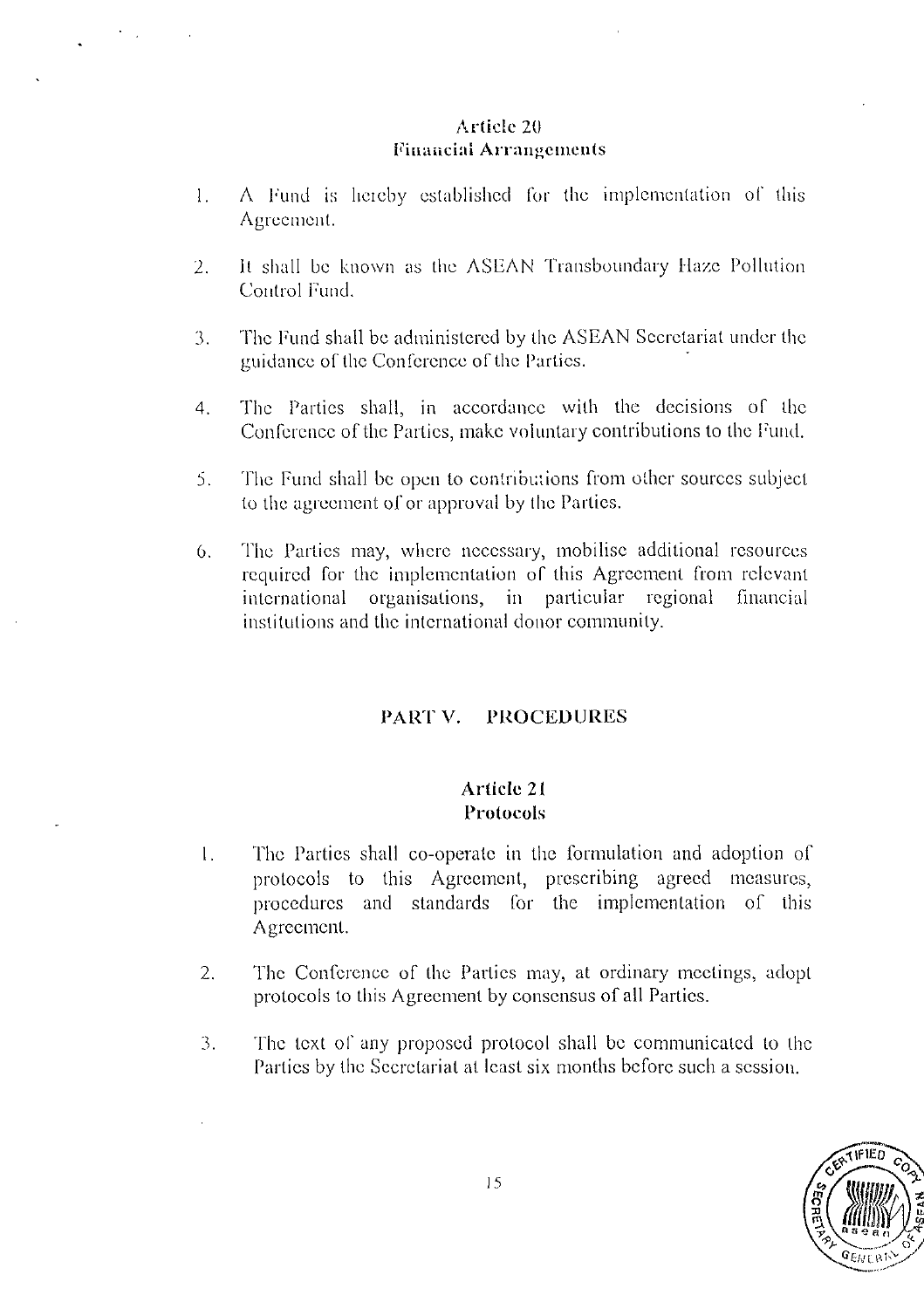### Article 20
### Financial Arrangements

1. A Fund is hereby established for the implementation of this Agreement.

2. It shall be known as the ASEAN Transboundary Haze Pollution Control Fund.

3. The Fund shall be administered by the ASEAN Secretariat under the guidance of the Conference of the Parties.

4. The Parties shall, in accordance with the decisions of the Conference of the Parties, make voluntary contributions to the Fund.

5. The Fund shall be open to contributions from other sources subject to the agreement of or approval by the Parties.

6. The Parties may, where necessary, mobilise additional resources required for the implementation of this Agreement from relevant international organisations, in particular regional financial institutions and the international donor community.

## PART V. PROCEDURES

### Article 21
### Protocols

1. The Parties shall co-operate in the formulation and adoption of protocols to this Agreement, prescribing agreed measures, procedures and standards for the implementation of this Agreement.

2. The Conference of the Parties may, at ordinary meetings, adopt protocols to this Agreement by consensus of all Parties.

3. The text of any proposed protocol shall be communicated to the Parties by the Secretariat at least six months before such a session.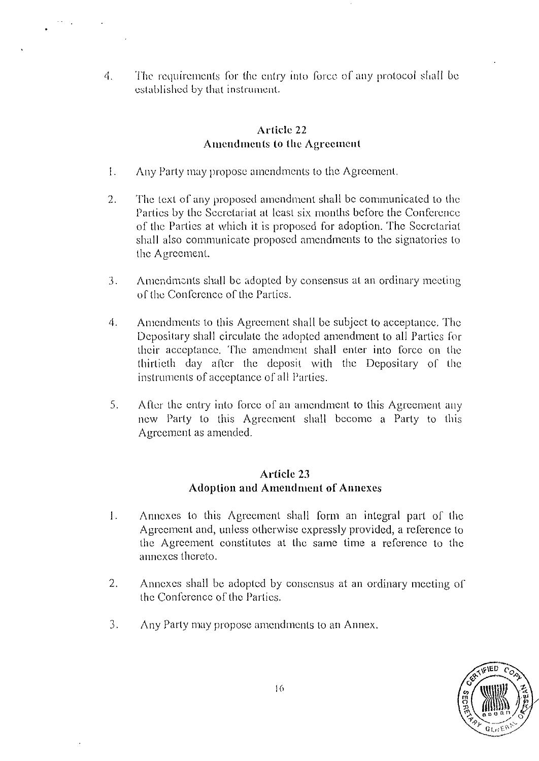4. The requirements for the entry into force of any protocol shall be established by that instrument.

### Article 22
### Amendments to the Agreement

1. Any Party may propose amendments to the Agreement.

2. The text of any proposed amendment shall be communicated to the Parties by the Secretariat at least six months before the Conference of the Parties at which it is proposed for adoption. The Secretariat shall also communicate proposed amendments to the signatories to the Agreement.

3. Amendments shall be adopted by consensus at an ordinary meeting of the Conference of the Parties.

4. Amendments to this Agreement shall be subject to acceptance. The Depositary shall circulate the adopted amendment to all Parties for their acceptance. The amendment shall enter into force on the thirtieth day after the deposit with the Depositary of the instruments of acceptance of all Parties.

5. After the entry into force of an amendment to this Agreement any new Party to this Agreement shall become a Party to this Agreement as amended.

### Article 23
### Adoption and Amendment of Annexes

1. Annexes to this Agreement shall form an integral part of the Agreement and, unless otherwise expressly provided, a reference to the Agreement constitutes at the same time a reference to the annexes thereto.

2. Annexes shall be adopted by consensus at an ordinary meeting of the Conference of the Parties.

3. Any Party may propose amendments to an Annex.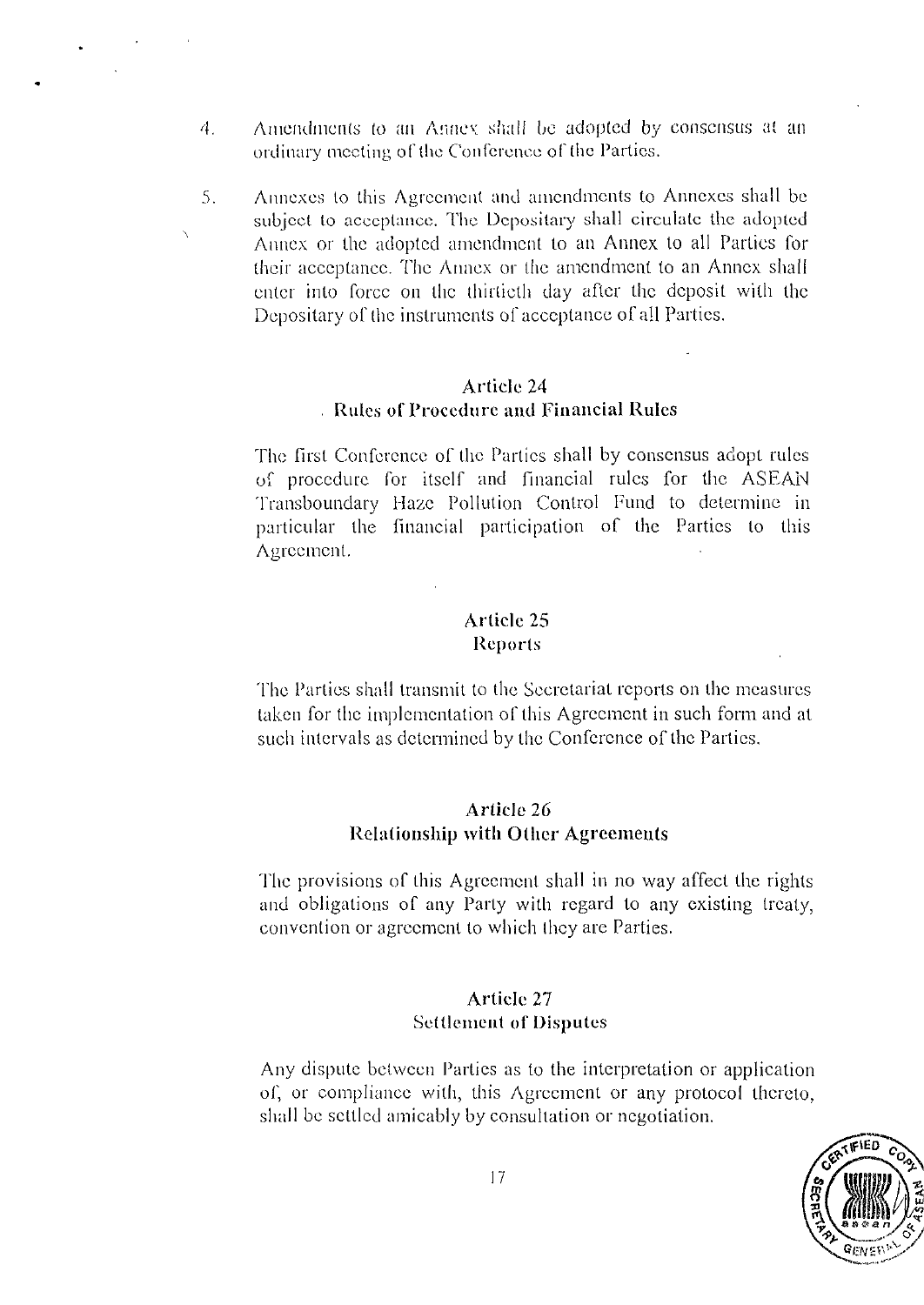4. Amendments to an Annex shall be adopted by consensus at an ordinary meeting of the Conference of the Parties.

5. Annexes to this Agreement and amendments to Annexes shall be subject to acceptance. The Depositary shall circulate the adopted Annex or the adopted amendment to an Annex to all Parties for their acceptance. The Annex or the amendment to an Annex shall enter into force on the thirtieth day after the deposit with the Depositary of the instruments of acceptance of all Parties.

## Article 24
## Rules of Procedure and Financial Rules

The first Conference of the Parties shall by consensus adopt rules of procedure for itself and financial rules for the ASEAN Transboundary Haze Pollution Control Fund to determine in particular the financial participation of the Parties to this Agreement.

## Article 25
## Reports

The Parties shall transmit to the Secretariat reports on the measures taken for the implementation of this Agreement in such form and at such intervals as determined by the Conference of the Parties.

## Article 26
## Relationship with Other Agreements

The provisions of this Agreement shall in no way affect the rights and obligations of any Party with regard to any existing treaty, convention or agreement to which they are Parties.

## Article 27
## Settlement of Disputes

Any dispute between Parties as to the interpretation or application of, or compliance with, this Agreement or any protocol thereto, shall be settled amicably by consultation or negotiation.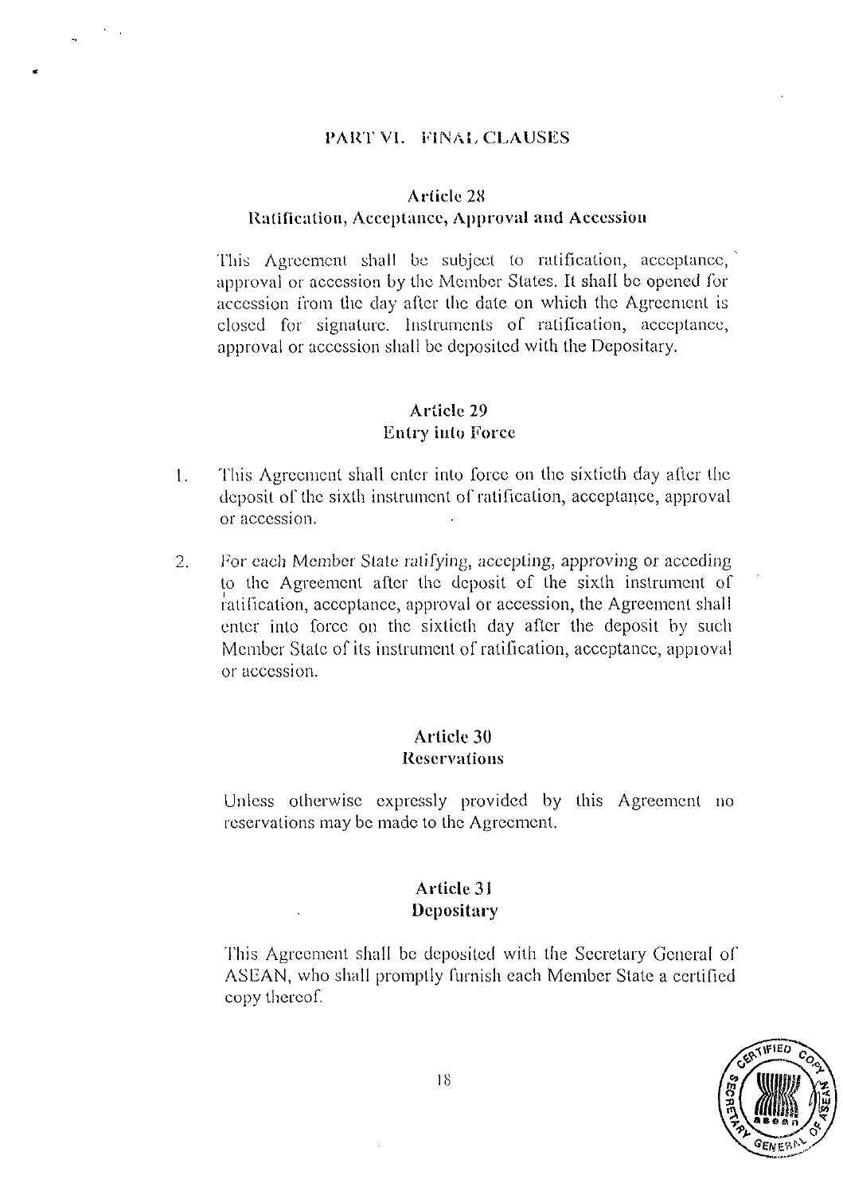## PART VI. FINAL CLAUSES

### Article 28
### Ratification, Acceptance, Approval and Accession

This Agreement shall be subject to ratification, acceptance, approval or accession by the Member States. It shall be opened for accession from the day after the date on which the Agreement is closed for signature. Instruments of ratification, acceptance, approval or accession shall be deposited with the Depositary.

### Article 29
### Entry into Force

1. This Agreement shall enter into force on the sixtieth day after the deposit of the sixth instrument of ratification, acceptance, approval or accession.

2. For each Member State ratifying, accepting, approving or acceding to the Agreement after the deposit of the sixth instrument of ratification, acceptance, approval or accession, the Agreement shall enter into force on the sixtieth day after the deposit by such Member State of its instrument of ratification, acceptance, approval or accession.

### Article 30
### Reservations

Unless otherwise expressly provided by this Agreement no reservations may be made to the Agreement.

### Article 31
### Depositary

This Agreement shall be deposited with the Secretary General of ASEAN, who shall promptly furnish each Member State a certified copy thereof.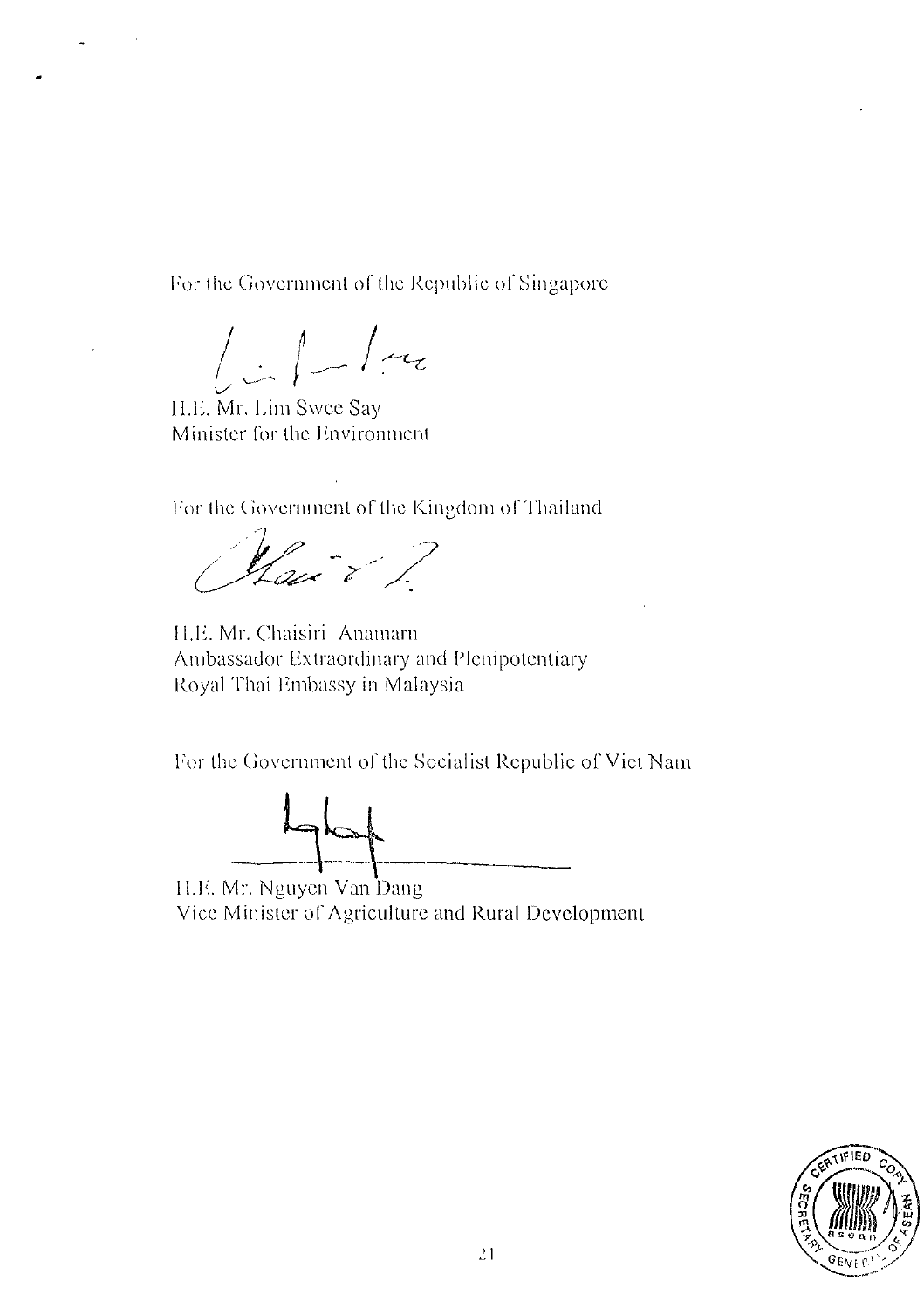For the Government of the Republic of Singapore

H.E. Mr. Lim Swee Say
Minister for the Environment

For the Government of the Kingdom of Thailand

H.E. Mr. Chaisiri Anamarn
Ambassador Extraordinary and Plenipotentiary
Royal Thai Embassy in Malaysia

For the Government of the Socialist Republic of Viet Nam

H.E. Mr. Nguyen Van Dang
Vice Minister of Agriculture and Rural Development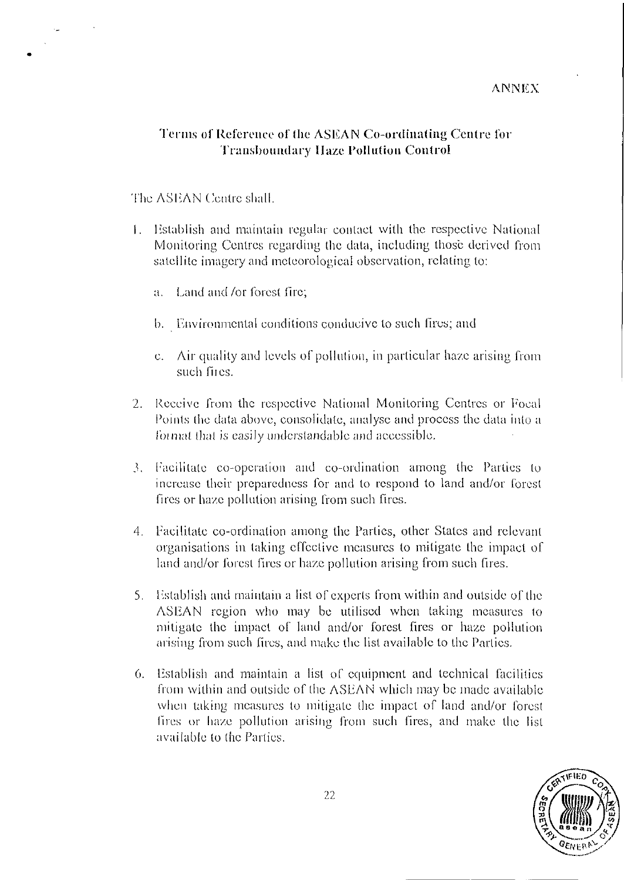ANNEX

## Terms of Reference of the ASEAN Co-ordinating Centre for Transboundary Haze Pollution Control

The ASEAN Centre shall.

1. Establish and maintain regular contact with the respective National Monitoring Centres regarding the data, including those derived from satellite imagery and meteorological observation, relating to:

   a. Land and /or forest fire;

   b. Environmental conditions conducive to such fires; and

   c. Air quality and levels of pollution, in particular haze arising from such fires.

2. Receive from the respective National Monitoring Centres or Focal Points the data above, consolidate, analyse and process the data into a format that is easily understandable and accessible.

3. Facilitate co-operation and co-ordination among the Parties to increase their preparedness for and to respond to land and/or forest fires or haze pollution arising from such fires.

4. Facilitate co-ordination among the Parties, other States and relevant organisations in taking effective measures to mitigate the impact of land and/or forest fires or haze pollution arising from such fires.

5. Establish and maintain a list of experts from within and outside of the ASEAN region who may be utilised when taking measures to mitigate the impact of land and/or forest fires or haze pollution arising from such fires, and make the list available to the Parties.

6. Establish and maintain a list of equipment and technical facilities from within and outside of the ASEAN which may be made available when taking measures to mitigate the impact of land and/or forest fires or haze pollution arising from such fires, and make the list available to the Parties.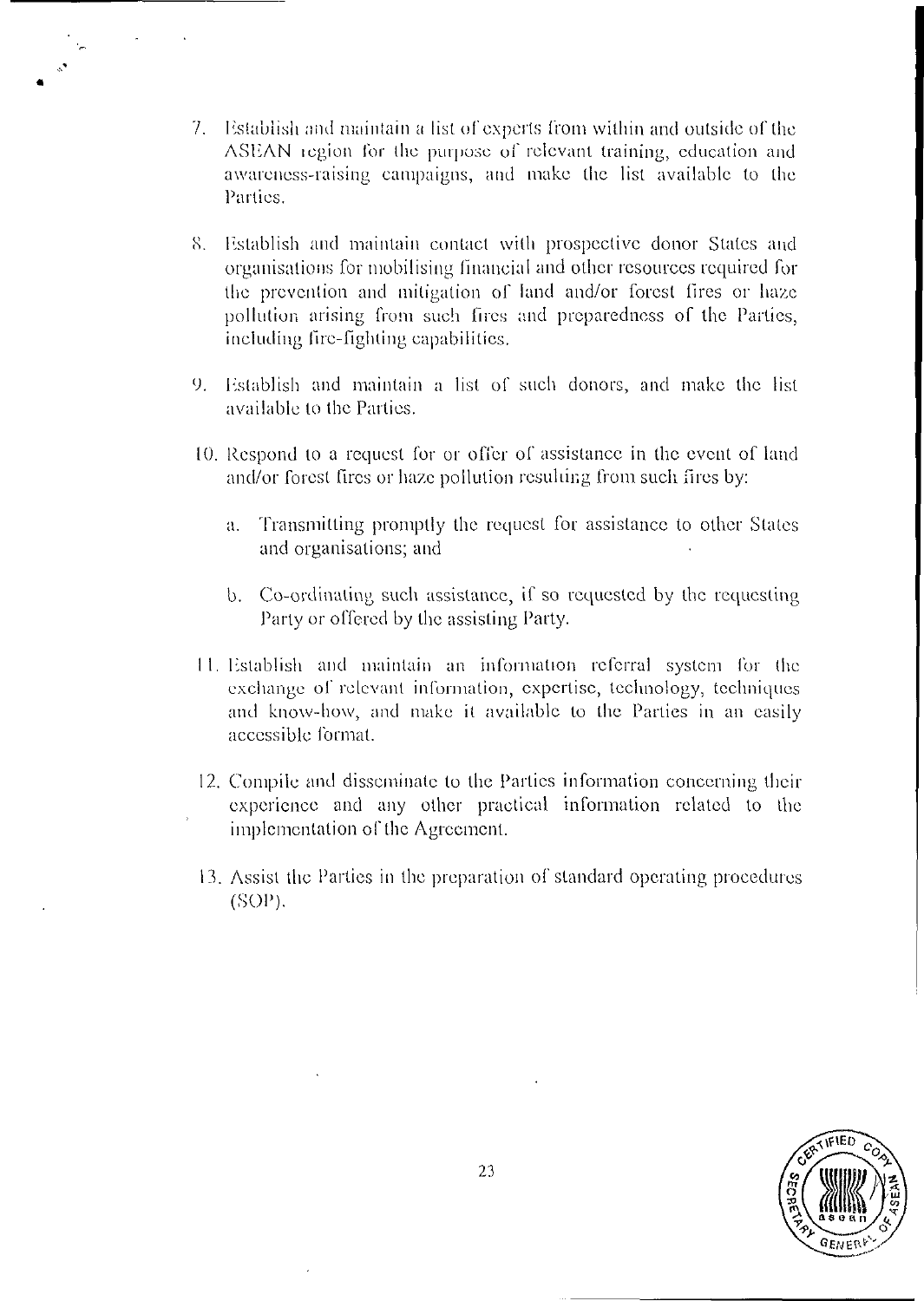7. Establish and maintain a list of experts from within and outside of the ASEAN region for the purpose of relevant training, education and awareness-raising campaigns, and make the list available to the Parties.

8. Establish and maintain contact with prospective donor States and organisations for mobilising financial and other resources required for the prevention and mitigation of land and/or forest fires or haze pollution arising from such fires and preparedness of the Parties, including fire-fighting capabilities.

9. Establish and maintain a list of such donors, and make the list available to the Parties.

10. Respond to a request for or offer of assistance in the event of land and/or forest fires or haze pollution resulting from such fires by:

    a. Transmitting promptly the request for assistance to other States and organisations; and

    b. Co-ordinating such assistance, if so requested by the requesting Party or offered by the assisting Party.

11. Establish and maintain an information referral system for the exchange of relevant information, expertise, technology, techniques and know-how, and make it available to the Parties in an easily accessible format.

12. Compile and disseminate to the Parties information concerning their experience and any other practical information related to the implementation of the Agreement.

13. Assist the Parties in the preparation of standard operating procedures (SOP).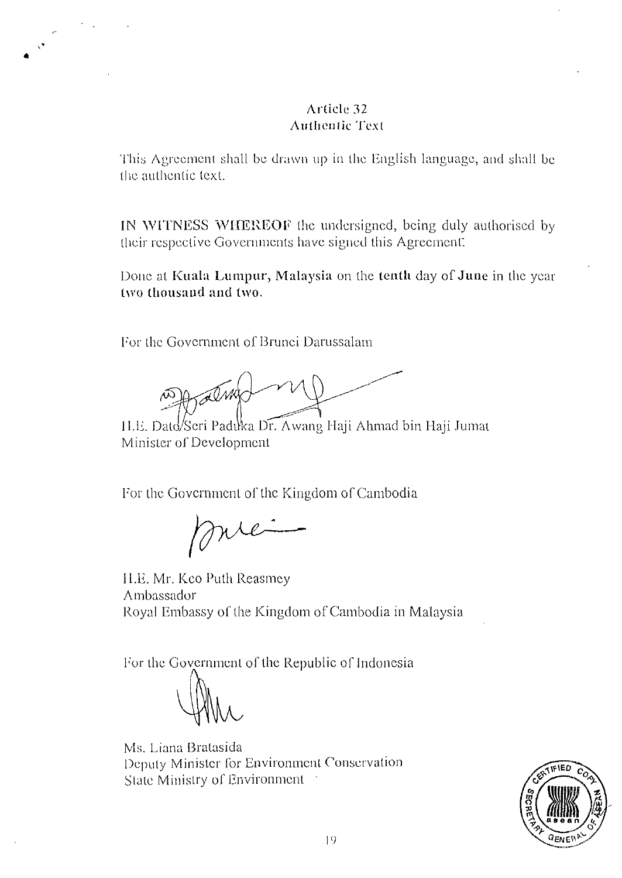## Article 32
## Authentic Text

This Agreement shall be drawn up in the English language, and shall be the authentic text.

**IN WITNESS WHEREOF** the undersigned, being duly authorised by their respective Governments have signed this Agreement.

Done at **Kuala Lumpur, Malaysia** on the **tenth** day of **June** in the year **two thousand and two.**

For the Government of Brunei Darussalam

H.E. Dato Seri Paduka Dr. Awang Haji Ahmad bin Haji Jumat
Minister of Development

For the Government of the Kingdom of Cambodia

H.E. Mr. Keo Puth Reasmey
Ambassador
Royal Embassy of the Kingdom of Cambodia in Malaysia

For the Government of the Republic of Indonesia

Ms. Liana Bratasida
Deputy Minister for Environment Conservation
State Ministry of Environment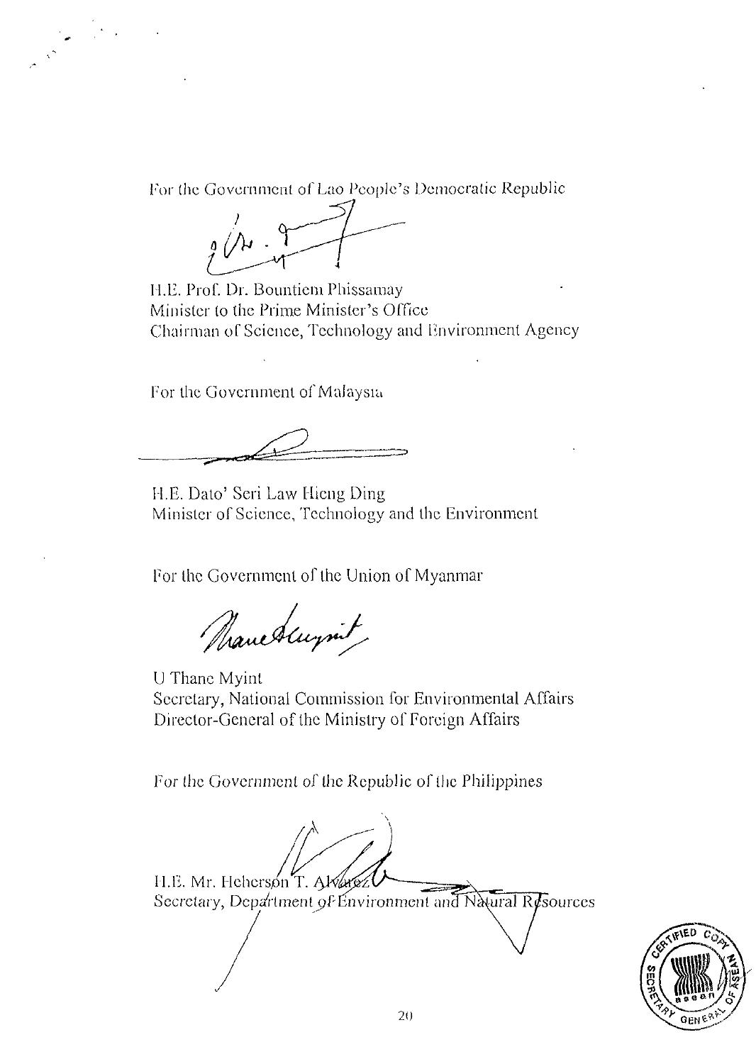For the Government of Lao People's Democratic Republic

H.E. Prof. Dr. Bountiem Phissamay
Minister to the Prime Minister's Office
Chairman of Science, Technology and Environment Agency

For the Government of Malaysia

H.E. Dato' Seri Law Hieng Ding
Minister of Science, Technology and the Environment

For the Government of the Union of Myanmar

U Thane Myint
Secretary, National Commission for Environmental Affairs
Director-General of the Ministry of Foreign Affairs

For the Government of the Republic of the Philippines

H.E. Mr. Heherson T. Alvarez
Secretary, Department of Environment and Natural Resources